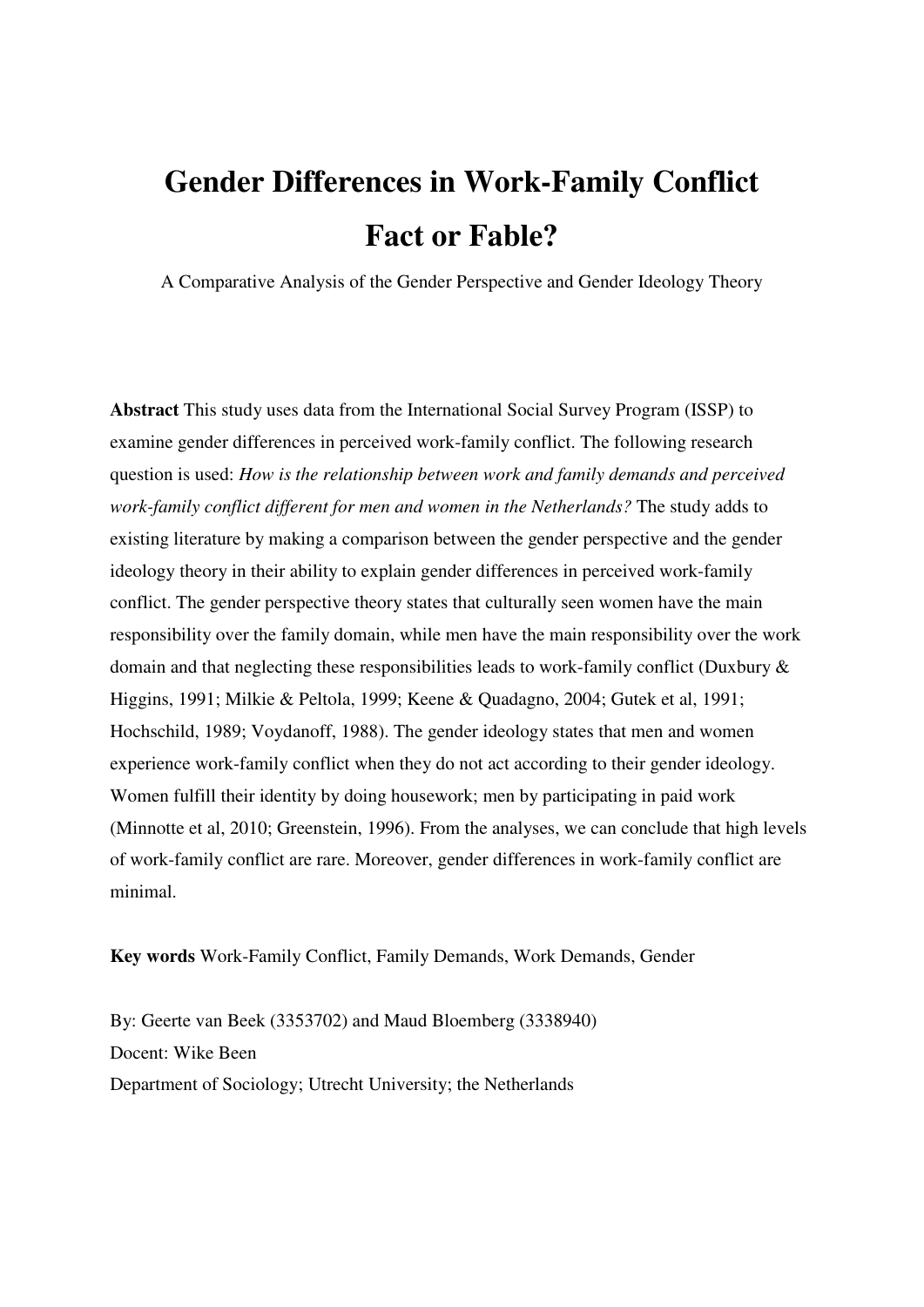# Gender Differences in Work-Family Conflict Fact or Fable?

A Comparative Analysis of the Gender Perspective and Gender Ideology Theory

**Abstract** This study uses data from the International Social Survey Program (ISSP) to examine gender differences in perceived work-family conflict. The following research question is used: *How is the relationship between work and family demands and perceived work-family conflict different for men and women in the Netherlands?* The study adds to existing literature by making a comparison between the gender perspective and the gender ideology theory in their ability to explain gender differences in perceived work-family conflict. The gender perspective theory states that culturally seen women have the main responsibility over the family domain, while men have the main responsibility over the work domain and that neglecting these responsibilities leads to work-family conflict (Duxbury & Higgins, 1991; Milkie & Peltola, 1999; Keene & Quadagno, 2004; Gutek et al, 1991; Hochschild, 1989; Voydanoff, 1988). The gender ideology states that men and women experience work-family conflict when they do not act according to their gender ideology. Women fulfill their identity by doing housework; men by participating in paid work (Minnotte et al, 2010; Greenstein, 1996). From the analyses, we can conclude that high levels of work-family conflict are rare. Moreover, gender differences in work-family conflict are minimal.

**Key words** Work-Family Conflict, Family Demands, Work Demands, Gender

By: Geerte van Beek (3353702) and Maud Bloemberg (3338940)
Docent: Wike Been
Department of Sociology; Utrecht University; the Netherlands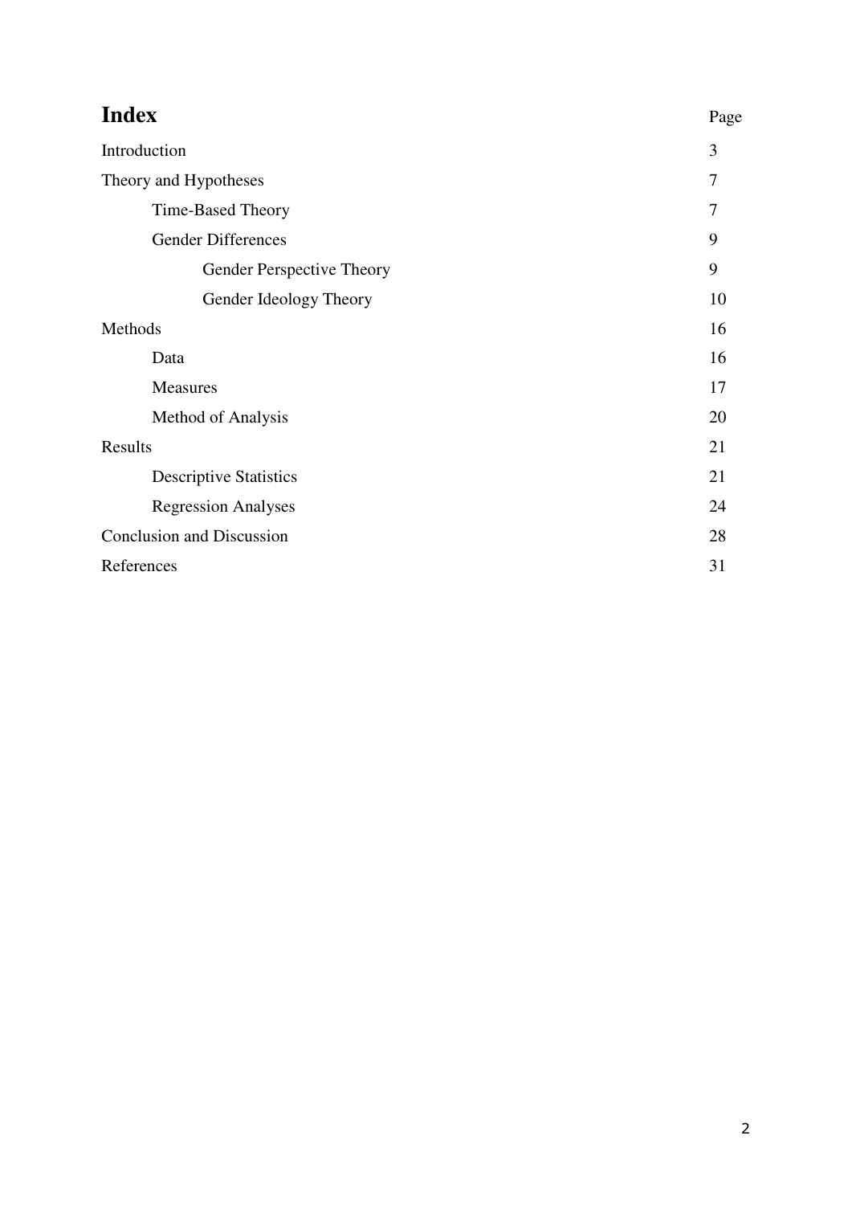# Index

| | Page |
|---|---|
| Introduction | 3 |
| Theory and Hypotheses | 7 |
| Time-Based Theory | 7 |
| Gender Differences | 9 |
| Gender Perspective Theory | 9 |
| Gender Ideology Theory | 10 |
| Methods | 16 |
| Data | 16 |
| Measures | 17 |
| Method of Analysis | 20 |
| Results | 21 |
| Descriptive Statistics | 21 |
| Regression Analyses | 24 |
| Conclusion and Discussion | 28 |
| References | 31 |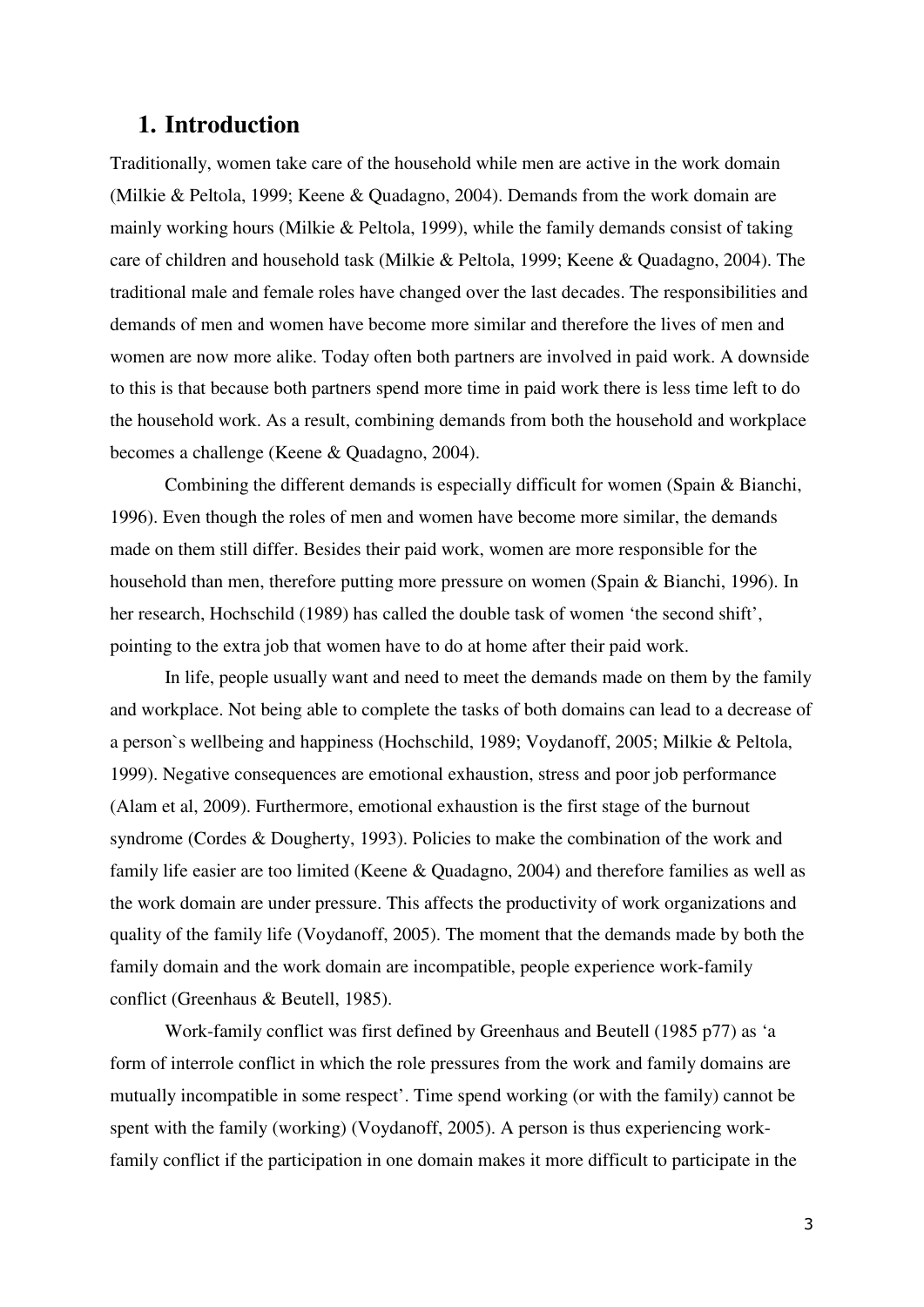# 1. Introduction

Traditionally, women take care of the household while men are active in the work domain (Milkie & Peltola, 1999; Keene & Quadagno, 2004). Demands from the work domain are mainly working hours (Milkie & Peltola, 1999), while the family demands consist of taking care of children and household task (Milkie & Peltola, 1999; Keene & Quadagno, 2004). The traditional male and female roles have changed over the last decades. The responsibilities and demands of men and women have become more similar and therefore the lives of men and women are now more alike. Today often both partners are involved in paid work. A downside to this is that because both partners spend more time in paid work there is less time left to do the household work. As a result, combining demands from both the household and workplace becomes a challenge (Keene & Quadagno, 2004).

Combining the different demands is especially difficult for women (Spain & Bianchi, 1996). Even though the roles of men and women have become more similar, the demands made on them still differ. Besides their paid work, women are more responsible for the household than men, therefore putting more pressure on women (Spain & Bianchi, 1996). In her research, Hochschild (1989) has called the double task of women 'the second shift', pointing to the extra job that women have to do at home after their paid work.

In life, people usually want and need to meet the demands made on them by the family and workplace. Not being able to complete the tasks of both domains can lead to a decrease of a person`s wellbeing and happiness (Hochschild, 1989; Voydanoff, 2005; Milkie & Peltola, 1999). Negative consequences are emotional exhaustion, stress and poor job performance (Alam et al, 2009). Furthermore, emotional exhaustion is the first stage of the burnout syndrome (Cordes & Dougherty, 1993). Policies to make the combination of the work and family life easier are too limited (Keene & Quadagno, 2004) and therefore families as well as the work domain are under pressure. This affects the productivity of work organizations and quality of the family life (Voydanoff, 2005). The moment that the demands made by both the family domain and the work domain are incompatible, people experience work-family conflict (Greenhaus & Beutell, 1985).

Work-family conflict was first defined by Greenhaus and Beutell (1985 p77) as 'a form of interrole conflict in which the role pressures from the work and family domains are mutually incompatible in some respect'. Time spend working (or with the family) cannot be spent with the family (working) (Voydanoff, 2005). A person is thus experiencing work-family conflict if the participation in one domain makes it more difficult to participate in the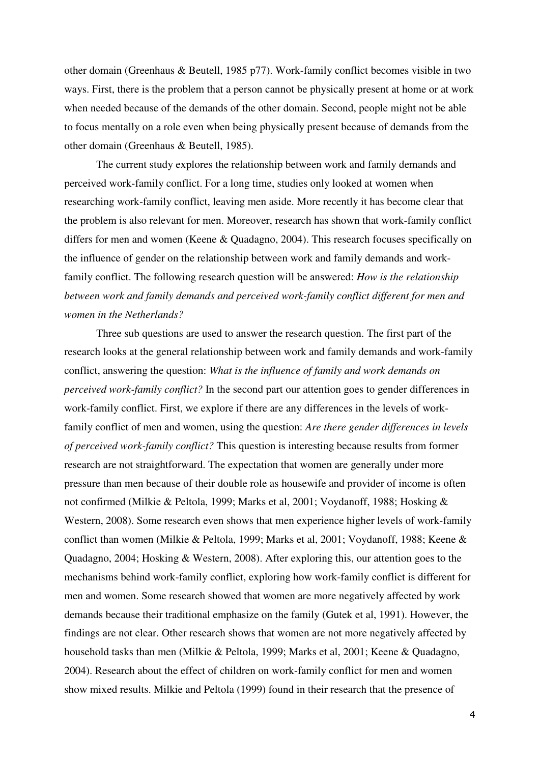other domain (Greenhaus & Beutell, 1985 p77). Work-family conflict becomes visible in two ways. First, there is the problem that a person cannot be physically present at home or at work when needed because of the demands of the other domain. Second, people might not be able to focus mentally on a role even when being physically present because of demands from the other domain (Greenhaus & Beutell, 1985).

The current study explores the relationship between work and family demands and perceived work-family conflict. For a long time, studies only looked at women when researching work-family conflict, leaving men aside. More recently it has become clear that the problem is also relevant for men. Moreover, research has shown that work-family conflict differs for men and women (Keene & Quadagno, 2004). This research focuses specifically on the influence of gender on the relationship between work and family demands and work-family conflict. The following research question will be answered: *How is the relationship between work and family demands and perceived work-family conflict different for men and women in the Netherlands?*

Three sub questions are used to answer the research question. The first part of the research looks at the general relationship between work and family demands and work-family conflict, answering the question: *What is the influence of family and work demands on perceived work-family conflict?* In the second part our attention goes to gender differences in work-family conflict. First, we explore if there are any differences in the levels of work-family conflict of men and women, using the question: *Are there gender differences in levels of perceived work-family conflict?* This question is interesting because results from former research are not straightforward. The expectation that women are generally under more pressure than men because of their double role as housewife and provider of income is often not confirmed (Milkie & Peltola, 1999; Marks et al, 2001; Voydanoff, 1988; Hosking & Western, 2008). Some research even shows that men experience higher levels of work-family conflict than women (Milkie & Peltola, 1999; Marks et al, 2001; Voydanoff, 1988; Keene & Quadagno, 2004; Hosking & Western, 2008). After exploring this, our attention goes to the mechanisms behind work-family conflict, exploring how work-family conflict is different for men and women. Some research showed that women are more negatively affected by work demands because their traditional emphasize on the family (Gutek et al, 1991). However, the findings are not clear. Other research shows that women are not more negatively affected by household tasks than men (Milkie & Peltola, 1999; Marks et al, 2001; Keene & Quadagno, 2004). Research about the effect of children on work-family conflict for men and women show mixed results. Milkie and Peltola (1999) found in their research that the presence of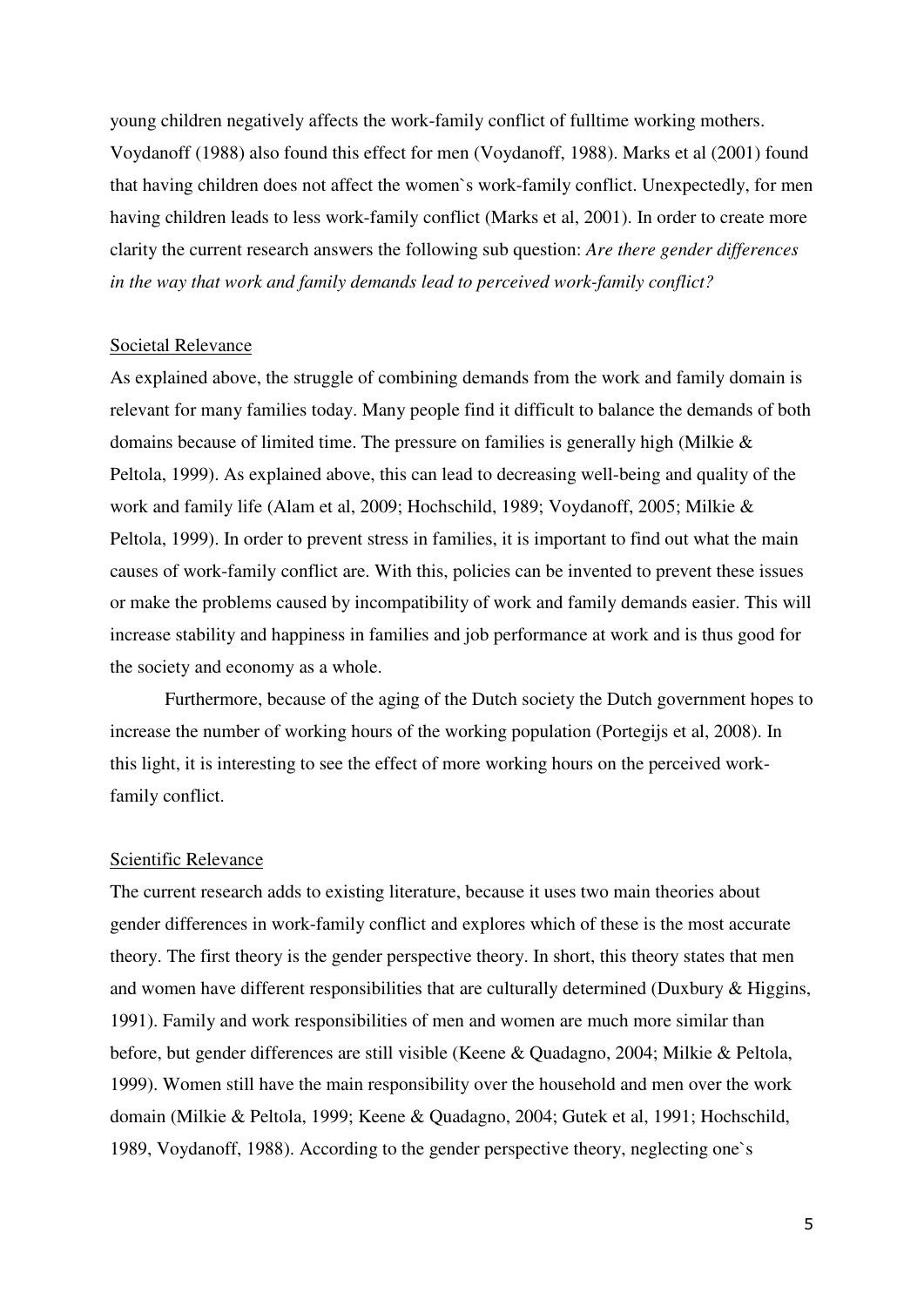young children negatively affects the work-family conflict of fulltime working mothers. Voydanoff (1988) also found this effect for men (Voydanoff, 1988). Marks et al (2001) found that having children does not affect the women`s work-family conflict. Unexpectedly, for men having children leads to less work-family conflict (Marks et al, 2001). In order to create more clarity the current research answers the following sub question: *Are there gender differences in the way that work and family demands lead to perceived work-family conflict?*

## Societal Relevance

As explained above, the struggle of combining demands from the work and family domain is relevant for many families today. Many people find it difficult to balance the demands of both domains because of limited time. The pressure on families is generally high (Milkie & Peltola, 1999). As explained above, this can lead to decreasing well-being and quality of the work and family life (Alam et al, 2009; Hochschild, 1989; Voydanoff, 2005; Milkie & Peltola, 1999). In order to prevent stress in families, it is important to find out what the main causes of work-family conflict are. With this, policies can be invented to prevent these issues or make the problems caused by incompatibility of work and family demands easier. This will increase stability and happiness in families and job performance at work and is thus good for the society and economy as a whole.

Furthermore, because of the aging of the Dutch society the Dutch government hopes to increase the number of working hours of the working population (Portegijs et al, 2008). In this light, it is interesting to see the effect of more working hours on the perceived work-family conflict.

## Scientific Relevance

The current research adds to existing literature, because it uses two main theories about gender differences in work-family conflict and explores which of these is the most accurate theory. The first theory is the gender perspective theory. In short, this theory states that men and women have different responsibilities that are culturally determined (Duxbury & Higgins, 1991). Family and work responsibilities of men and women are much more similar than before, but gender differences are still visible (Keene & Quadagno, 2004; Milkie & Peltola, 1999). Women still have the main responsibility over the household and men over the work domain (Milkie & Peltola, 1999; Keene & Quadagno, 2004; Gutek et al, 1991; Hochschild, 1989, Voydanoff, 1988). According to the gender perspective theory, neglecting one`s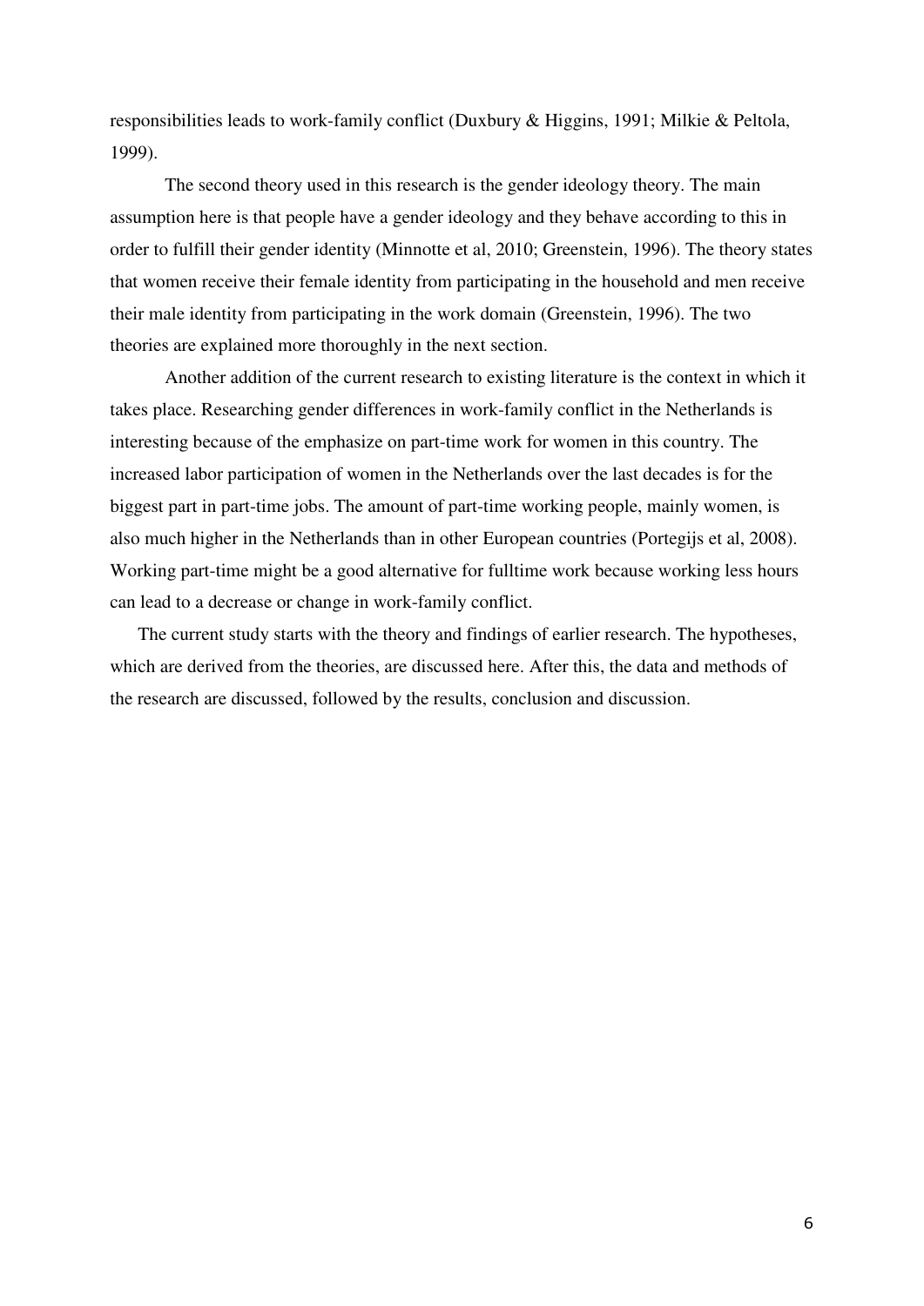responsibilities leads to work-family conflict (Duxbury & Higgins, 1991; Milkie & Peltola, 1999).

The second theory used in this research is the gender ideology theory. The main assumption here is that people have a gender ideology and they behave according to this in order to fulfill their gender identity (Minnotte et al, 2010; Greenstein, 1996). The theory states that women receive their female identity from participating in the household and men receive their male identity from participating in the work domain (Greenstein, 1996). The two theories are explained more thoroughly in the next section.

Another addition of the current research to existing literature is the context in which it takes place. Researching gender differences in work-family conflict in the Netherlands is interesting because of the emphasize on part-time work for women in this country. The increased labor participation of women in the Netherlands over the last decades is for the biggest part in part-time jobs. The amount of part-time working people, mainly women, is also much higher in the Netherlands than in other European countries (Portegijs et al, 2008). Working part-time might be a good alternative for fulltime work because working less hours can lead to a decrease or change in work-family conflict.

The current study starts with the theory and findings of earlier research. The hypotheses, which are derived from the theories, are discussed here. After this, the data and methods of the research are discussed, followed by the results, conclusion and discussion.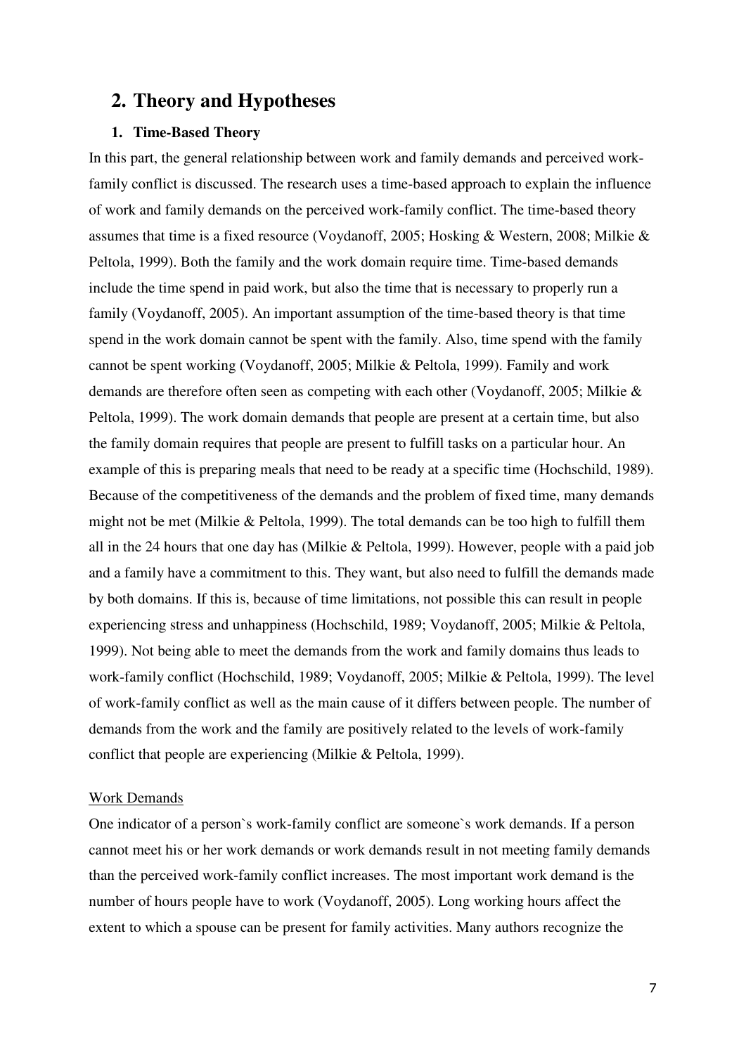## 2. Theory and Hypotheses

### 1. Time-Based Theory

In this part, the general relationship between work and family demands and perceived work-family conflict is discussed. The research uses a time-based approach to explain the influence of work and family demands on the perceived work-family conflict. The time-based theory assumes that time is a fixed resource (Voydanoff, 2005; Hosking & Western, 2008; Milkie & Peltola, 1999). Both the family and the work domain require time. Time-based demands include the time spend in paid work, but also the time that is necessary to properly run a family (Voydanoff, 2005). An important assumption of the time-based theory is that time spend in the work domain cannot be spent with the family. Also, time spend with the family cannot be spent working (Voydanoff, 2005; Milkie & Peltola, 1999). Family and work demands are therefore often seen as competing with each other (Voydanoff, 2005; Milkie & Peltola, 1999). The work domain demands that people are present at a certain time, but also the family domain requires that people are present to fulfill tasks on a particular hour. An example of this is preparing meals that need to be ready at a specific time (Hochschild, 1989). Because of the competitiveness of the demands and the problem of fixed time, many demands might not be met (Milkie & Peltola, 1999). The total demands can be too high to fulfill them all in the 24 hours that one day has (Milkie & Peltola, 1999). However, people with a paid job and a family have a commitment to this. They want, but also need to fulfill the demands made by both domains. If this is, because of time limitations, not possible this can result in people experiencing stress and unhappiness (Hochschild, 1989; Voydanoff, 2005; Milkie & Peltola, 1999). Not being able to meet the demands from the work and family domains thus leads to work-family conflict (Hochschild, 1989; Voydanoff, 2005; Milkie & Peltola, 1999). The level of work-family conflict as well as the main cause of it differs between people. The number of demands from the work and the family are positively related to the levels of work-family conflict that people are experiencing (Milkie & Peltola, 1999).

#### Work Demands

One indicator of a person`s work-family conflict are someone`s work demands. If a person cannot meet his or her work demands or work demands result in not meeting family demands than the perceived work-family conflict increases. The most important work demand is the number of hours people have to work (Voydanoff, 2005). Long working hours affect the extent to which a spouse can be present for family activities. Many authors recognize the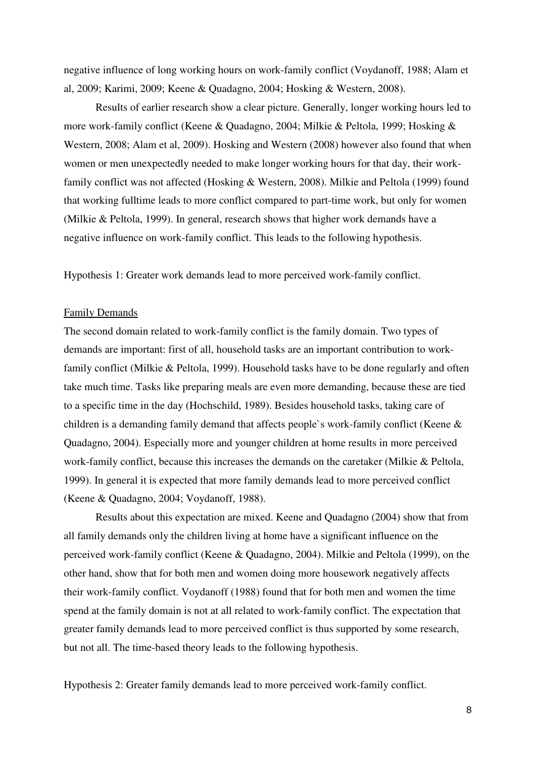negative influence of long working hours on work-family conflict (Voydanoff, 1988; Alam et al, 2009; Karimi, 2009; Keene & Quadagno, 2004; Hosking & Western, 2008).

Results of earlier research show a clear picture. Generally, longer working hours led to more work-family conflict (Keene & Quadagno, 2004; Milkie & Peltola, 1999; Hosking & Western, 2008; Alam et al, 2009). Hosking and Western (2008) however also found that when women or men unexpectedly needed to make longer working hours for that day, their work-family conflict was not affected (Hosking & Western, 2008). Milkie and Peltola (1999) found that working fulltime leads to more conflict compared to part-time work, but only for women (Milkie & Peltola, 1999). In general, research shows that higher work demands have a negative influence on work-family conflict. This leads to the following hypothesis.

Hypothesis 1: Greater work demands lead to more perceived work-family conflict.

<u>Family Demands</u>

The second domain related to work-family conflict is the family domain. Two types of demands are important: first of all, household tasks are an important contribution to work-family conflict (Milkie & Peltola, 1999). Household tasks have to be done regularly and often take much time. Tasks like preparing meals are even more demanding, because these are tied to a specific time in the day (Hochschild, 1989). Besides household tasks, taking care of children is a demanding family demand that affects people`s work-family conflict (Keene & Quadagno, 2004). Especially more and younger children at home results in more perceived work-family conflict, because this increases the demands on the caretaker (Milkie & Peltola, 1999). In general it is expected that more family demands lead to more perceived conflict (Keene & Quadagno, 2004; Voydanoff, 1988).

Results about this expectation are mixed. Keene and Quadagno (2004) show that from all family demands only the children living at home have a significant influence on the perceived work-family conflict (Keene & Quadagno, 2004). Milkie and Peltola (1999), on the other hand, show that for both men and women doing more housework negatively affects their work-family conflict. Voydanoff (1988) found that for both men and women the time spend at the family domain is not at all related to work-family conflict. The expectation that greater family demands lead to more perceived conflict is thus supported by some research, but not all. The time-based theory leads to the following hypothesis.

Hypothesis 2: Greater family demands lead to more perceived work-family conflict.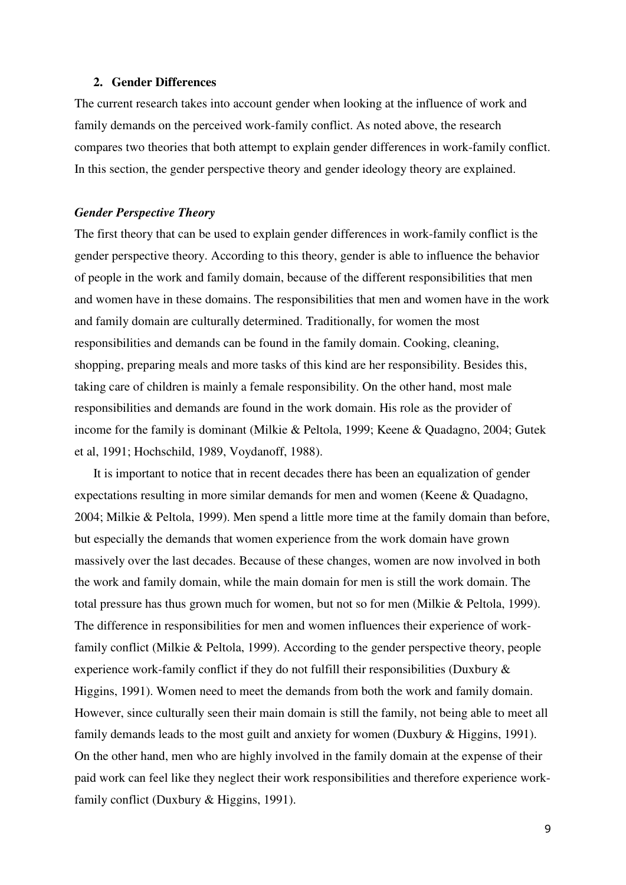## 2. Gender Differences

The current research takes into account gender when looking at the influence of work and family demands on the perceived work-family conflict. As noted above, the research compares two theories that both attempt to explain gender differences in work-family conflict. In this section, the gender perspective theory and gender ideology theory are explained.

### *Gender Perspective Theory*

The first theory that can be used to explain gender differences in work-family conflict is the gender perspective theory. According to this theory, gender is able to influence the behavior of people in the work and family domain, because of the different responsibilities that men and women have in these domains. The responsibilities that men and women have in the work and family domain are culturally determined. Traditionally, for women the most responsibilities and demands can be found in the family domain. Cooking, cleaning, shopping, preparing meals and more tasks of this kind are her responsibility. Besides this, taking care of children is mainly a female responsibility. On the other hand, most male responsibilities and demands are found in the work domain. His role as the provider of income for the family is dominant (Milkie & Peltola, 1999; Keene & Quadagno, 2004; Gutek et al, 1991; Hochschild, 1989, Voydanoff, 1988).

It is important to notice that in recent decades there has been an equalization of gender expectations resulting in more similar demands for men and women (Keene & Quadagno, 2004; Milkie & Peltola, 1999). Men spend a little more time at the family domain than before, but especially the demands that women experience from the work domain have grown massively over the last decades. Because of these changes, women are now involved in both the work and family domain, while the main domain for men is still the work domain. The total pressure has thus grown much for women, but not so for men (Milkie & Peltola, 1999). The difference in responsibilities for men and women influences their experience of work-family conflict (Milkie & Peltola, 1999). According to the gender perspective theory, people experience work-family conflict if they do not fulfill their responsibilities (Duxbury & Higgins, 1991). Women need to meet the demands from both the work and family domain. However, since culturally seen their main domain is still the family, not being able to meet all family demands leads to the most guilt and anxiety for women (Duxbury & Higgins, 1991). On the other hand, men who are highly involved in the family domain at the expense of their paid work can feel like they neglect their work responsibilities and therefore experience work-family conflict (Duxbury & Higgins, 1991).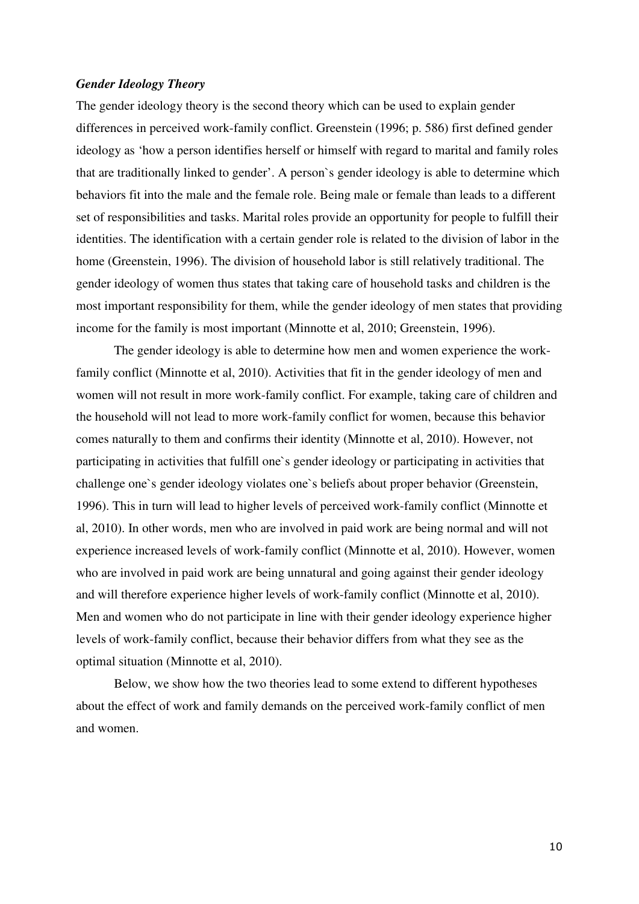***Gender Ideology Theory***

The gender ideology theory is the second theory which can be used to explain gender differences in perceived work-family conflict. Greenstein (1996; p. 586) first defined gender ideology as 'how a person identifies herself or himself with regard to marital and family roles that are traditionally linked to gender'. A person`s gender ideology is able to determine which behaviors fit into the male and the female role. Being male or female than leads to a different set of responsibilities and tasks. Marital roles provide an opportunity for people to fulfill their identities. The identification with a certain gender role is related to the division of labor in the home (Greenstein, 1996). The division of household labor is still relatively traditional. The gender ideology of women thus states that taking care of household tasks and children is the most important responsibility for them, while the gender ideology of men states that providing income for the family is most important (Minnotte et al, 2010; Greenstein, 1996).

The gender ideology is able to determine how men and women experience the work-family conflict (Minnotte et al, 2010). Activities that fit in the gender ideology of men and women will not result in more work-family conflict. For example, taking care of children and the household will not lead to more work-family conflict for women, because this behavior comes naturally to them and confirms their identity (Minnotte et al, 2010). However, not participating in activities that fulfill one`s gender ideology or participating in activities that challenge one`s gender ideology violates one`s beliefs about proper behavior (Greenstein, 1996). This in turn will lead to higher levels of perceived work-family conflict (Minnotte et al, 2010). In other words, men who are involved in paid work are being normal and will not experience increased levels of work-family conflict (Minnotte et al, 2010). However, women who are involved in paid work are being unnatural and going against their gender ideology and will therefore experience higher levels of work-family conflict (Minnotte et al, 2010). Men and women who do not participate in line with their gender ideology experience higher levels of work-family conflict, because their behavior differs from what they see as the optimal situation (Minnotte et al, 2010).

Below, we show how the two theories lead to some extend to different hypotheses about the effect of work and family demands on the perceived work-family conflict of men and women.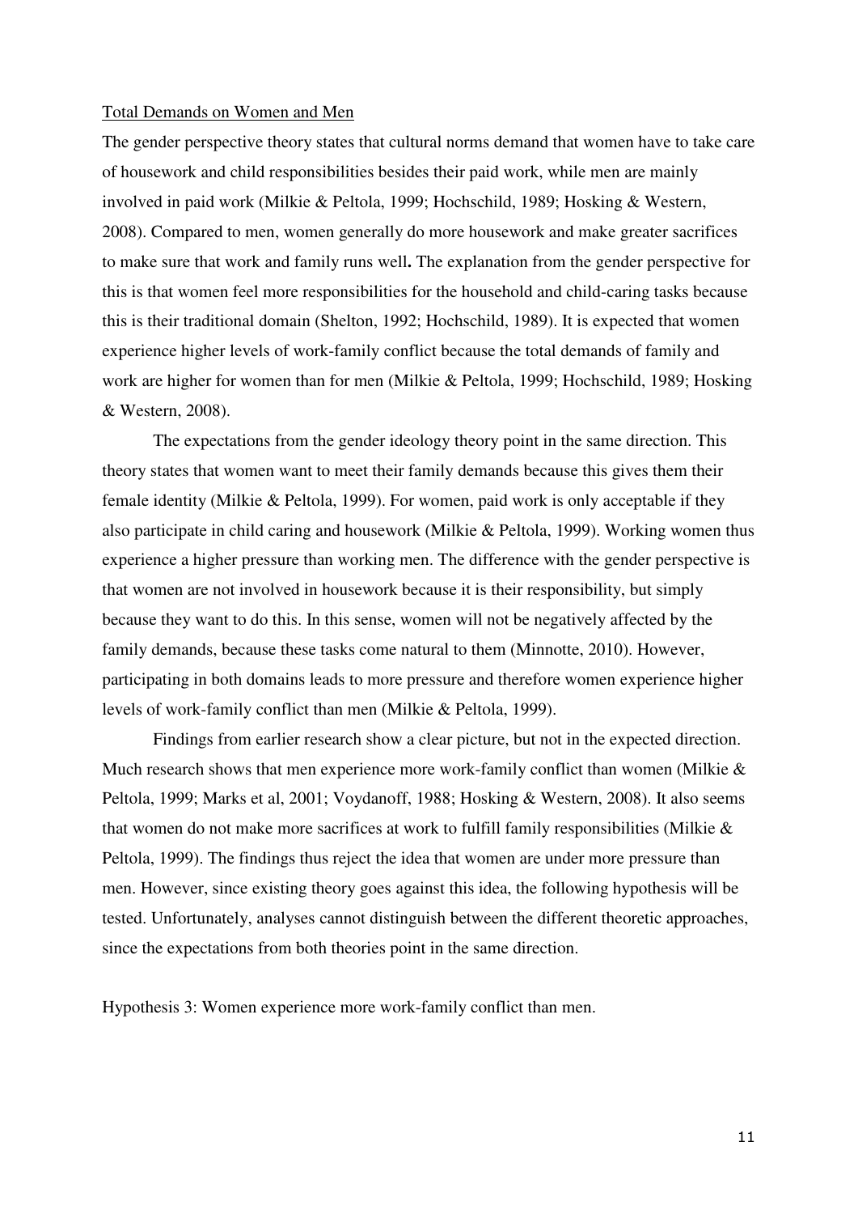<u>Total Demands on Women and Men</u>

The gender perspective theory states that cultural norms demand that women have to take care of housework and child responsibilities besides their paid work, while men are mainly involved in paid work (Milkie & Peltola, 1999; Hochschild, 1989; Hosking & Western, 2008). Compared to men, women generally do more housework and make greater sacrifices to make sure that work and family runs well**.** The explanation from the gender perspective for this is that women feel more responsibilities for the household and child-caring tasks because this is their traditional domain (Shelton, 1992; Hochschild, 1989). It is expected that women experience higher levels of work-family conflict because the total demands of family and work are higher for women than for men (Milkie & Peltola, 1999; Hochschild, 1989; Hosking & Western, 2008).

The expectations from the gender ideology theory point in the same direction. This theory states that women want to meet their family demands because this gives them their female identity (Milkie & Peltola, 1999). For women, paid work is only acceptable if they also participate in child caring and housework (Milkie & Peltola, 1999). Working women thus experience a higher pressure than working men. The difference with the gender perspective is that women are not involved in housework because it is their responsibility, but simply because they want to do this. In this sense, women will not be negatively affected by the family demands, because these tasks come natural to them (Minnotte, 2010). However, participating in both domains leads to more pressure and therefore women experience higher levels of work-family conflict than men (Milkie & Peltola, 1999).

Findings from earlier research show a clear picture, but not in the expected direction. Much research shows that men experience more work-family conflict than women (Milkie & Peltola, 1999; Marks et al, 2001; Voydanoff, 1988; Hosking & Western, 2008). It also seems that women do not make more sacrifices at work to fulfill family responsibilities (Milkie & Peltola, 1999). The findings thus reject the idea that women are under more pressure than men. However, since existing theory goes against this idea, the following hypothesis will be tested. Unfortunately, analyses cannot distinguish between the different theoretic approaches, since the expectations from both theories point in the same direction.

Hypothesis 3: Women experience more work-family conflict than men.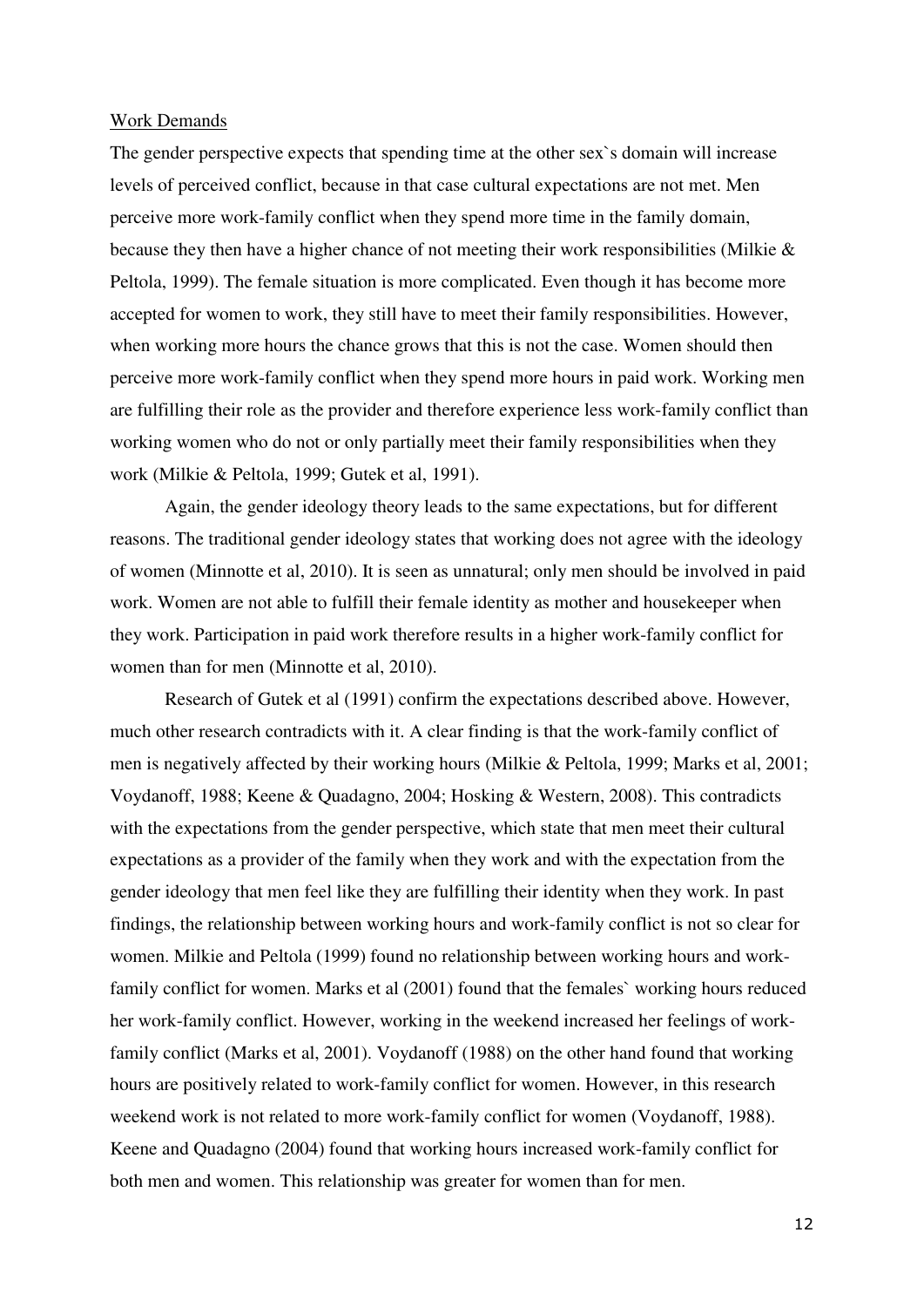Work Demands

The gender perspective expects that spending time at the other sex`s domain will increase levels of perceived conflict, because in that case cultural expectations are not met. Men perceive more work-family conflict when they spend more time in the family domain, because they then have a higher chance of not meeting their work responsibilities (Milkie & Peltola, 1999). The female situation is more complicated. Even though it has become more accepted for women to work, they still have to meet their family responsibilities. However, when working more hours the chance grows that this is not the case. Women should then perceive more work-family conflict when they spend more hours in paid work. Working men are fulfilling their role as the provider and therefore experience less work-family conflict than working women who do not or only partially meet their family responsibilities when they work (Milkie & Peltola, 1999; Gutek et al, 1991).

Again, the gender ideology theory leads to the same expectations, but for different reasons. The traditional gender ideology states that working does not agree with the ideology of women (Minnotte et al, 2010). It is seen as unnatural; only men should be involved in paid work. Women are not able to fulfill their female identity as mother and housekeeper when they work. Participation in paid work therefore results in a higher work-family conflict for women than for men (Minnotte et al, 2010).

Research of Gutek et al (1991) confirm the expectations described above. However, much other research contradicts with it. A clear finding is that the work-family conflict of men is negatively affected by their working hours (Milkie & Peltola, 1999; Marks et al, 2001; Voydanoff, 1988; Keene & Quadagno, 2004; Hosking & Western, 2008). This contradicts with the expectations from the gender perspective, which state that men meet their cultural expectations as a provider of the family when they work and with the expectation from the gender ideology that men feel like they are fulfilling their identity when they work. In past findings, the relationship between working hours and work-family conflict is not so clear for women. Milkie and Peltola (1999) found no relationship between working hours and work-family conflict for women. Marks et al (2001) found that the females` working hours reduced her work-family conflict. However, working in the weekend increased her feelings of work-family conflict (Marks et al, 2001). Voydanoff (1988) on the other hand found that working hours are positively related to work-family conflict for women. However, in this research weekend work is not related to more work-family conflict for women (Voydanoff, 1988). Keene and Quadagno (2004) found that working hours increased work-family conflict for both men and women. This relationship was greater for women than for men.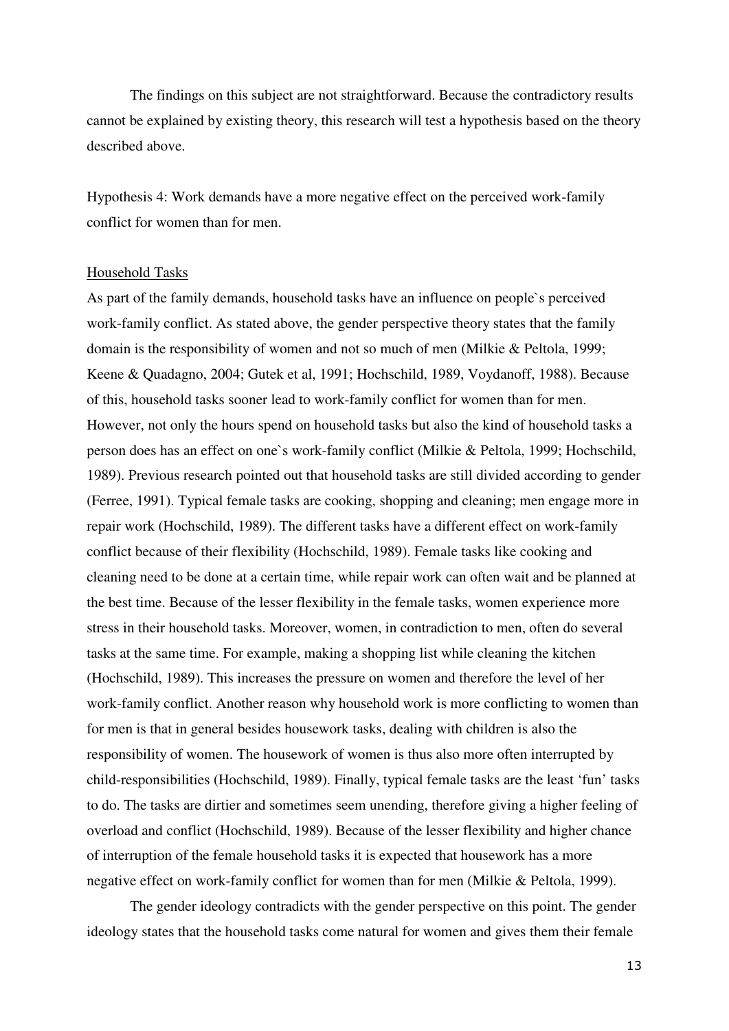The findings on this subject are not straightforward. Because the contradictory results cannot be explained by existing theory, this research will test a hypothesis based on the theory described above.

Hypothesis 4: Work demands have a more negative effect on the perceived work-family conflict for women than for men.

<u>Household Tasks</u>

As part of the family demands, household tasks have an influence on people`s perceived work-family conflict. As stated above, the gender perspective theory states that the family domain is the responsibility of women and not so much of men (Milkie & Peltola, 1999; Keene & Quadagno, 2004; Gutek et al, 1991; Hochschild, 1989, Voydanoff, 1988). Because of this, household tasks sooner lead to work-family conflict for women than for men. However, not only the hours spend on household tasks but also the kind of household tasks a person does has an effect on one`s work-family conflict (Milkie & Peltola, 1999; Hochschild, 1989). Previous research pointed out that household tasks are still divided according to gender (Ferree, 1991). Typical female tasks are cooking, shopping and cleaning; men engage more in repair work (Hochschild, 1989). The different tasks have a different effect on work-family conflict because of their flexibility (Hochschild, 1989). Female tasks like cooking and cleaning need to be done at a certain time, while repair work can often wait and be planned at the best time. Because of the lesser flexibility in the female tasks, women experience more stress in their household tasks. Moreover, women, in contradiction to men, often do several tasks at the same time. For example, making a shopping list while cleaning the kitchen (Hochschild, 1989). This increases the pressure on women and therefore the level of her work-family conflict. Another reason why household work is more conflicting to women than for men is that in general besides housework tasks, dealing with children is also the responsibility of women. The housework of women is thus also more often interrupted by child-responsibilities (Hochschild, 1989). Finally, typical female tasks are the least 'fun' tasks to do. The tasks are dirtier and sometimes seem unending, therefore giving a higher feeling of overload and conflict (Hochschild, 1989). Because of the lesser flexibility and higher chance of interruption of the female household tasks it is expected that housework has a more negative effect on work-family conflict for women than for men (Milkie & Peltola, 1999).

The gender ideology contradicts with the gender perspective on this point. The gender ideology states that the household tasks come natural for women and gives them their female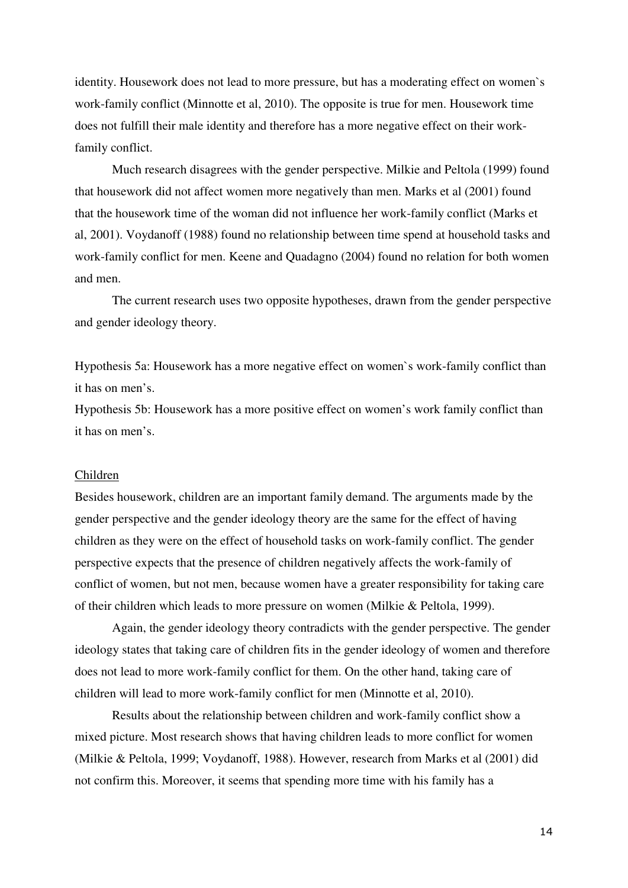identity. Housework does not lead to more pressure, but has a moderating effect on women`s work-family conflict (Minnotte et al, 2010). The opposite is true for men. Housework time does not fulfill their male identity and therefore has a more negative effect on their work-family conflict.

Much research disagrees with the gender perspective. Milkie and Peltola (1999) found that housework did not affect women more negatively than men. Marks et al (2001) found that the housework time of the woman did not influence her work-family conflict (Marks et al, 2001). Voydanoff (1988) found no relationship between time spend at household tasks and work-family conflict for men. Keene and Quadagno (2004) found no relation for both women and men.

The current research uses two opposite hypotheses, drawn from the gender perspective and gender ideology theory.

Hypothesis 5a: Housework has a more negative effect on women`s work-family conflict than it has on men's.
Hypothesis 5b: Housework has a more positive effect on women's work family conflict than it has on men's.

Children

Besides housework, children are an important family demand. The arguments made by the gender perspective and the gender ideology theory are the same for the effect of having children as they were on the effect of household tasks on work-family conflict. The gender perspective expects that the presence of children negatively affects the work-family of conflict of women, but not men, because women have a greater responsibility for taking care of their children which leads to more pressure on women (Milkie & Peltola, 1999).

Again, the gender ideology theory contradicts with the gender perspective. The gender ideology states that taking care of children fits in the gender ideology of women and therefore does not lead to more work-family conflict for them. On the other hand, taking care of children will lead to more work-family conflict for men (Minnotte et al, 2010).

Results about the relationship between children and work-family conflict show a mixed picture. Most research shows that having children leads to more conflict for women (Milkie & Peltola, 1999; Voydanoff, 1988). However, research from Marks et al (2001) did not confirm this. Moreover, it seems that spending more time with his family has a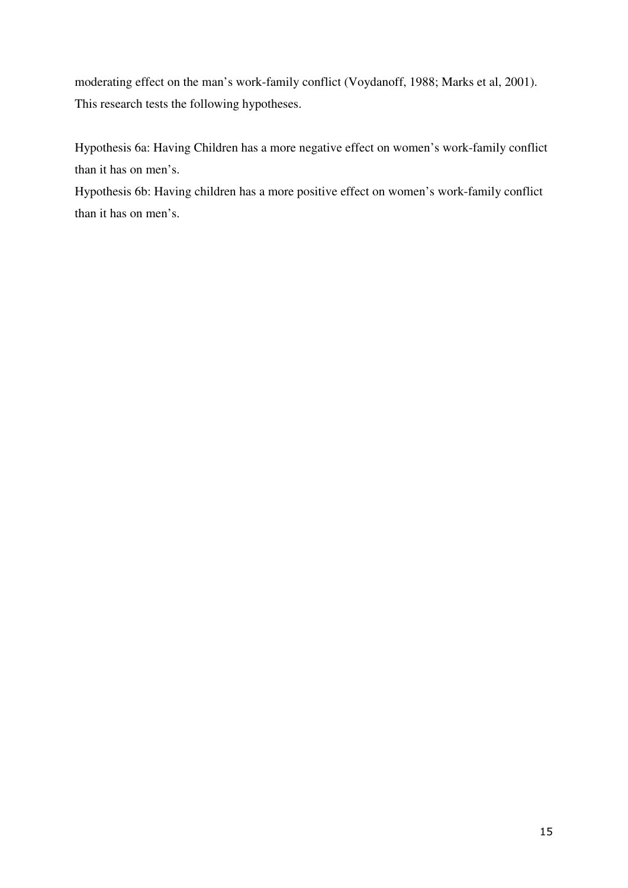moderating effect on the man’s work-family conflict (Voydanoff, 1988; Marks et al, 2001). This research tests the following hypotheses.

Hypothesis 6a: Having Children has a more negative effect on women’s work-family conflict than it has on men’s.
Hypothesis 6b: Having children has a more positive effect on women’s work-family conflict than it has on men’s.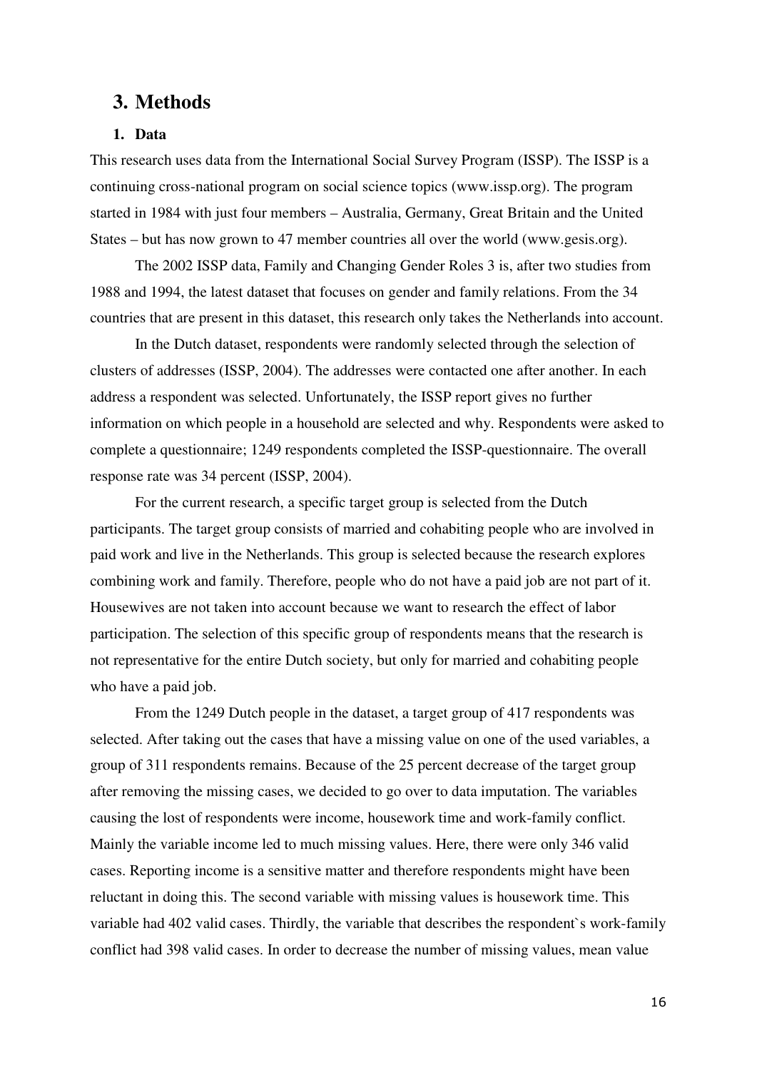# 3. Methods

## 1. Data

This research uses data from the International Social Survey Program (ISSP). The ISSP is a continuing cross-national program on social science topics (www.issp.org). The program started in 1984 with just four members – Australia, Germany, Great Britain and the United States – but has now grown to 47 member countries all over the world (www.gesis.org).

The 2002 ISSP data, Family and Changing Gender Roles 3 is, after two studies from 1988 and 1994, the latest dataset that focuses on gender and family relations. From the 34 countries that are present in this dataset, this research only takes the Netherlands into account.

In the Dutch dataset, respondents were randomly selected through the selection of clusters of addresses (ISSP, 2004). The addresses were contacted one after another. In each address a respondent was selected. Unfortunately, the ISSP report gives no further information on which people in a household are selected and why. Respondents were asked to complete a questionnaire; 1249 respondents completed the ISSP-questionnaire. The overall response rate was 34 percent (ISSP, 2004).

For the current research, a specific target group is selected from the Dutch participants. The target group consists of married and cohabiting people who are involved in paid work and live in the Netherlands. This group is selected because the research explores combining work and family. Therefore, people who do not have a paid job are not part of it. Housewives are not taken into account because we want to research the effect of labor participation. The selection of this specific group of respondents means that the research is not representative for the entire Dutch society, but only for married and cohabiting people who have a paid job.

From the 1249 Dutch people in the dataset, a target group of 417 respondents was selected. After taking out the cases that have a missing value on one of the used variables, a group of 311 respondents remains. Because of the 25 percent decrease of the target group after removing the missing cases, we decided to go over to data imputation. The variables causing the lost of respondents were income, housework time and work-family conflict. Mainly the variable income led to much missing values. Here, there were only 346 valid cases. Reporting income is a sensitive matter and therefore respondents might have been reluctant in doing this. The second variable with missing values is housework time. This variable had 402 valid cases. Thirdly, the variable that describes the respondent`s work-family conflict had 398 valid cases. In order to decrease the number of missing values, mean value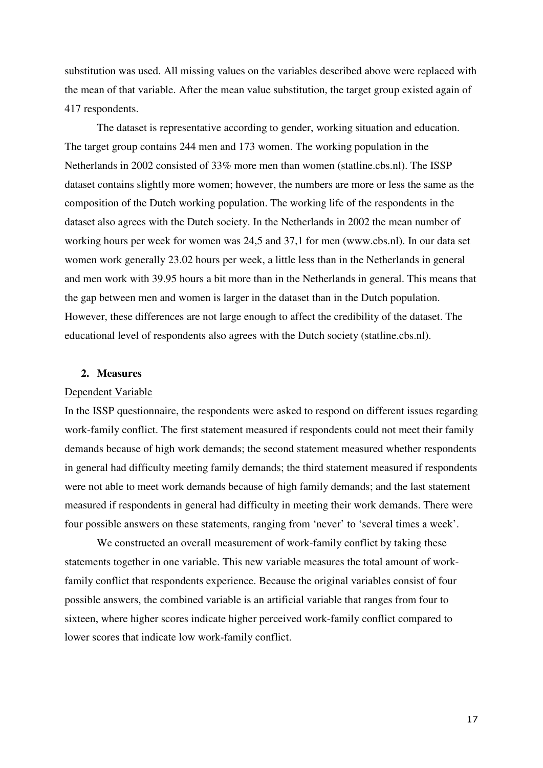substitution was used. All missing values on the variables described above were replaced with the mean of that variable. After the mean value substitution, the target group existed again of 417 respondents.

The dataset is representative according to gender, working situation and education. The target group contains 244 men and 173 women. The working population in the Netherlands in 2002 consisted of 33% more men than women (statline.cbs.nl). The ISSP dataset contains slightly more women; however, the numbers are more or less the same as the composition of the Dutch working population. The working life of the respondents in the dataset also agrees with the Dutch society. In the Netherlands in 2002 the mean number of working hours per week for women was 24,5 and 37,1 for men (www.cbs.nl). In our data set women work generally 23.02 hours per week, a little less than in the Netherlands in general and men work with 39.95 hours a bit more than in the Netherlands in general. This means that the gap between men and women is larger in the dataset than in the Dutch population. However, these differences are not large enough to affect the credibility of the dataset. The educational level of respondents also agrees with the Dutch society (statline.cbs.nl).

## 2. Measures

Dependent Variable

In the ISSP questionnaire, the respondents were asked to respond on different issues regarding work-family conflict. The first statement measured if respondents could not meet their family demands because of high work demands; the second statement measured whether respondents in general had difficulty meeting family demands; the third statement measured if respondents were not able to meet work demands because of high family demands; and the last statement measured if respondents in general had difficulty in meeting their work demands. There were four possible answers on these statements, ranging from 'never' to 'several times a week'.

We constructed an overall measurement of work-family conflict by taking these statements together in one variable. This new variable measures the total amount of work-family conflict that respondents experience. Because the original variables consist of four possible answers, the combined variable is an artificial variable that ranges from four to sixteen, where higher scores indicate higher perceived work-family conflict compared to lower scores that indicate low work-family conflict.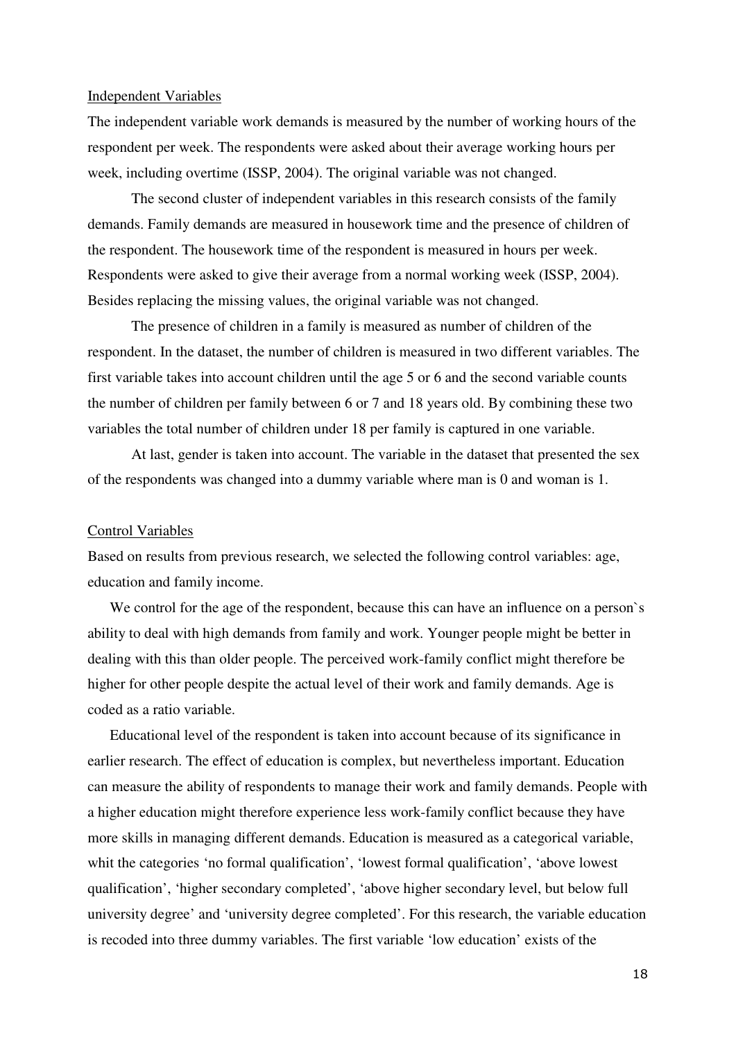Independent Variables

The independent variable work demands is measured by the number of working hours of the respondent per week. The respondents were asked about their average working hours per week, including overtime (ISSP, 2004). The original variable was not changed.

The second cluster of independent variables in this research consists of the family demands. Family demands are measured in housework time and the presence of children of the respondent. The housework time of the respondent is measured in hours per week. Respondents were asked to give their average from a normal working week (ISSP, 2004). Besides replacing the missing values, the original variable was not changed.

The presence of children in a family is measured as number of children of the respondent. In the dataset, the number of children is measured in two different variables. The first variable takes into account children until the age 5 or 6 and the second variable counts the number of children per family between 6 or 7 and 18 years old. By combining these two variables the total number of children under 18 per family is captured in one variable.

At last, gender is taken into account. The variable in the dataset that presented the sex of the respondents was changed into a dummy variable where man is 0 and woman is 1.

Control Variables

Based on results from previous research, we selected the following control variables: age, education and family income.

We control for the age of the respondent, because this can have an influence on a person`s ability to deal with high demands from family and work. Younger people might be better in dealing with this than older people. The perceived work-family conflict might therefore be higher for other people despite the actual level of their work and family demands. Age is coded as a ratio variable.

Educational level of the respondent is taken into account because of its significance in earlier research. The effect of education is complex, but nevertheless important. Education can measure the ability of respondents to manage their work and family demands. People with a higher education might therefore experience less work-family conflict because they have more skills in managing different demands. Education is measured as a categorical variable, whit the categories 'no formal qualification', 'lowest formal qualification', 'above lowest qualification', 'higher secondary completed', 'above higher secondary level, but below full university degree' and 'university degree completed'. For this research, the variable education is recoded into three dummy variables. The first variable 'low education' exists of the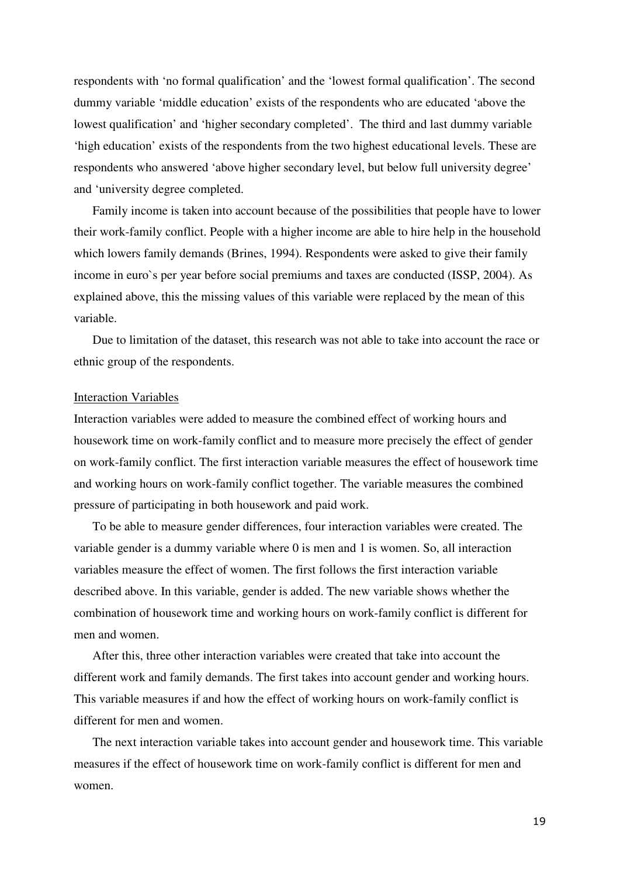respondents with 'no formal qualification' and the 'lowest formal qualification'. The second dummy variable 'middle education' exists of the respondents who are educated 'above the lowest qualification' and 'higher secondary completed'. The third and last dummy variable 'high education' exists of the respondents from the two highest educational levels. These are respondents who answered 'above higher secondary level, but below full university degree' and 'university degree completed.

Family income is taken into account because of the possibilities that people have to lower their work-family conflict. People with a higher income are able to hire help in the household which lowers family demands (Brines, 1994). Respondents were asked to give their family income in euro`s per year before social premiums and taxes are conducted (ISSP, 2004). As explained above, this the missing values of this variable were replaced by the mean of this variable.

Due to limitation of the dataset, this research was not able to take into account the race or ethnic group of the respondents.

<u>Interaction Variables</u>

Interaction variables were added to measure the combined effect of working hours and housework time on work-family conflict and to measure more precisely the effect of gender on work-family conflict. The first interaction variable measures the effect of housework time and working hours on work-family conflict together. The variable measures the combined pressure of participating in both housework and paid work.

To be able to measure gender differences, four interaction variables were created. The variable gender is a dummy variable where 0 is men and 1 is women. So, all interaction variables measure the effect of women. The first follows the first interaction variable described above. In this variable, gender is added. The new variable shows whether the combination of housework time and working hours on work-family conflict is different for men and women.

After this, three other interaction variables were created that take into account the different work and family demands. The first takes into account gender and working hours. This variable measures if and how the effect of working hours on work-family conflict is different for men and women.

The next interaction variable takes into account gender and housework time. This variable measures if the effect of housework time on work-family conflict is different for men and women.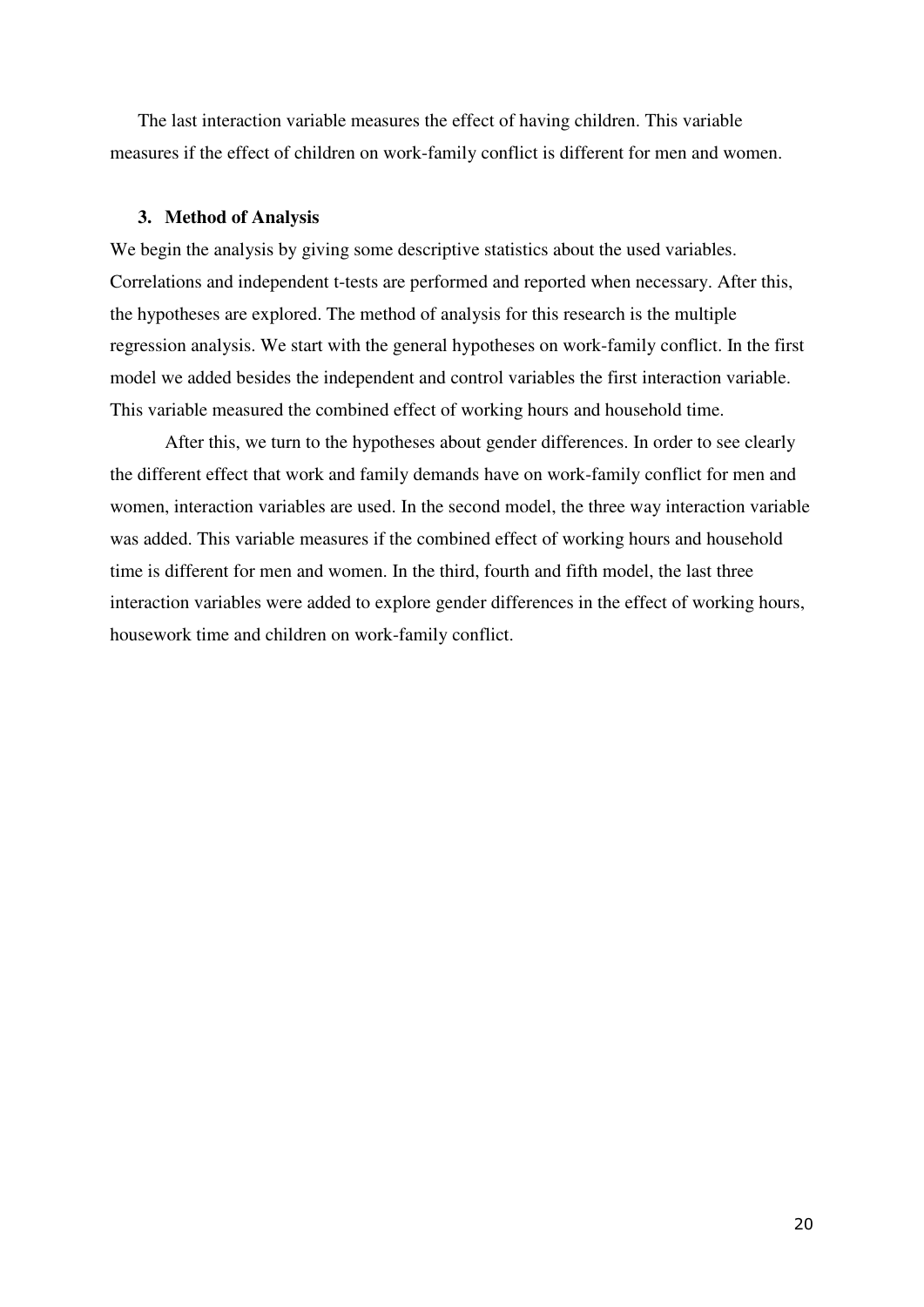The last interaction variable measures the effect of having children. This variable measures if the effect of children on work-family conflict is different for men and women.

### 3. Method of Analysis

We begin the analysis by giving some descriptive statistics about the used variables. Correlations and independent t-tests are performed and reported when necessary. After this, the hypotheses are explored. The method of analysis for this research is the multiple regression analysis. We start with the general hypotheses on work-family conflict. In the first model we added besides the independent and control variables the first interaction variable. This variable measured the combined effect of working hours and household time.

After this, we turn to the hypotheses about gender differences. In order to see clearly the different effect that work and family demands have on work-family conflict for men and women, interaction variables are used. In the second model, the three way interaction variable was added. This variable measures if the combined effect of working hours and household time is different for men and women. In the third, fourth and fifth model, the last three interaction variables were added to explore gender differences in the effect of working hours, housework time and children on work-family conflict.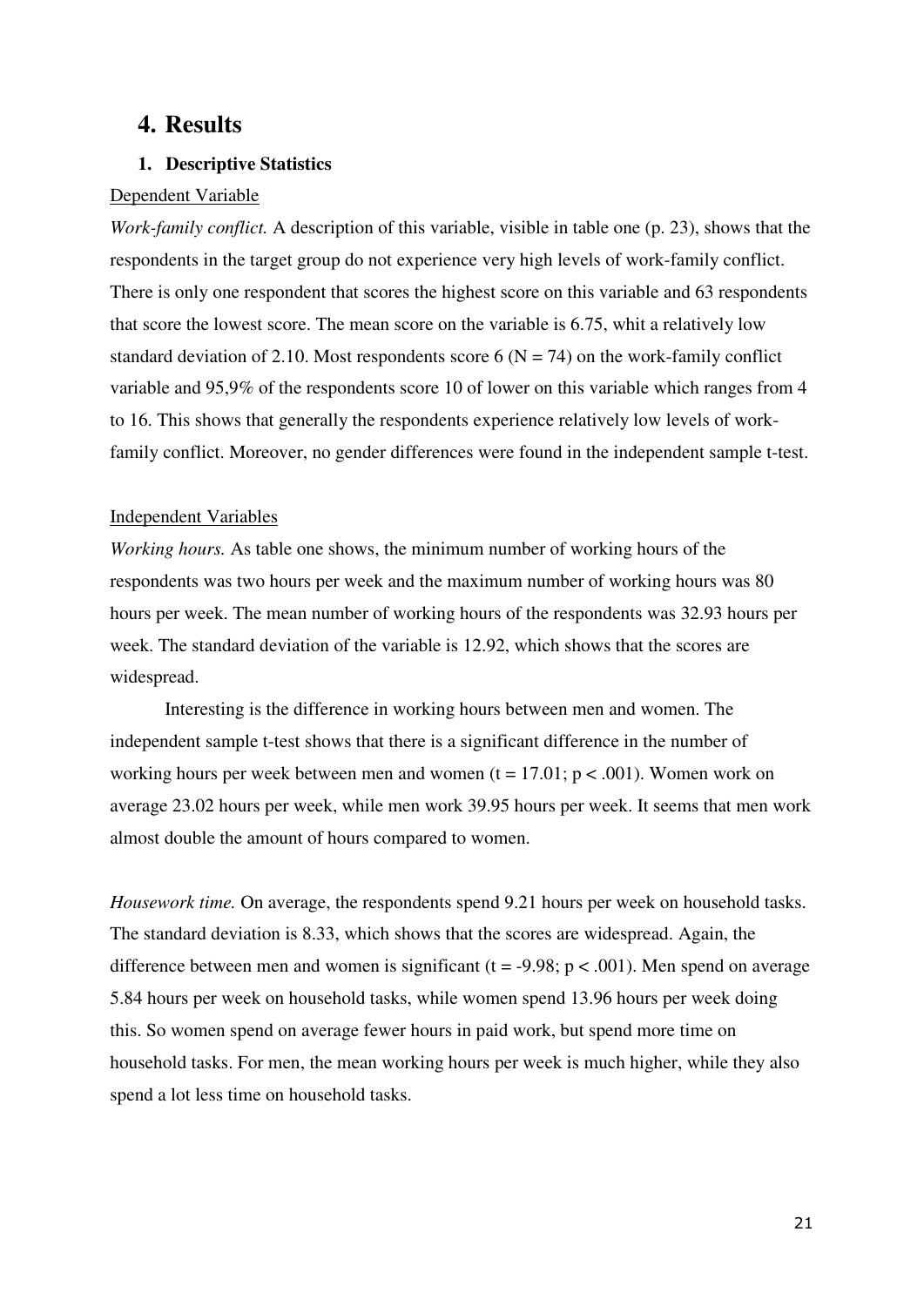# 4. Results

### 1. Descriptive Statistics

Dependent Variable

*Work-family conflict.* A description of this variable, visible in table one (p. 23), shows that the respondents in the target group do not experience very high levels of work-family conflict. There is only one respondent that scores the highest score on this variable and 63 respondents that score the lowest score. The mean score on the variable is 6.75, whit a relatively low standard deviation of 2.10. Most respondents score 6 ($N = 74$) on the work-family conflict variable and 95,9% of the respondents score 10 of lower on this variable which ranges from 4 to 16. This shows that generally the respondents experience relatively low levels of work-family conflict. Moreover, no gender differences were found in the independent sample t-test.

Independent Variables

*Working hours.* As table one shows, the minimum number of working hours of the respondents was two hours per week and the maximum number of working hours was 80 hours per week. The mean number of working hours of the respondents was 32.93 hours per week. The standard deviation of the variable is 12.92, which shows that the scores are widespread.

Interesting is the difference in working hours between men and women. The independent sample t-test shows that there is a significant difference in the number of working hours per week between men and women ($t = 17.01$; $p < .001$). Women work on average 23.02 hours per week, while men work 39.95 hours per week. It seems that men work almost double the amount of hours compared to women.

*Housework time.* On average, the respondents spend 9.21 hours per week on household tasks. The standard deviation is 8.33, which shows that the scores are widespread. Again, the difference between men and women is significant ($t = -9.98$; $p < .001$). Men spend on average 5.84 hours per week on household tasks, while women spend 13.96 hours per week doing this. So women spend on average fewer hours in paid work, but spend more time on household tasks. For men, the mean working hours per week is much higher, while they also spend a lot less time on household tasks.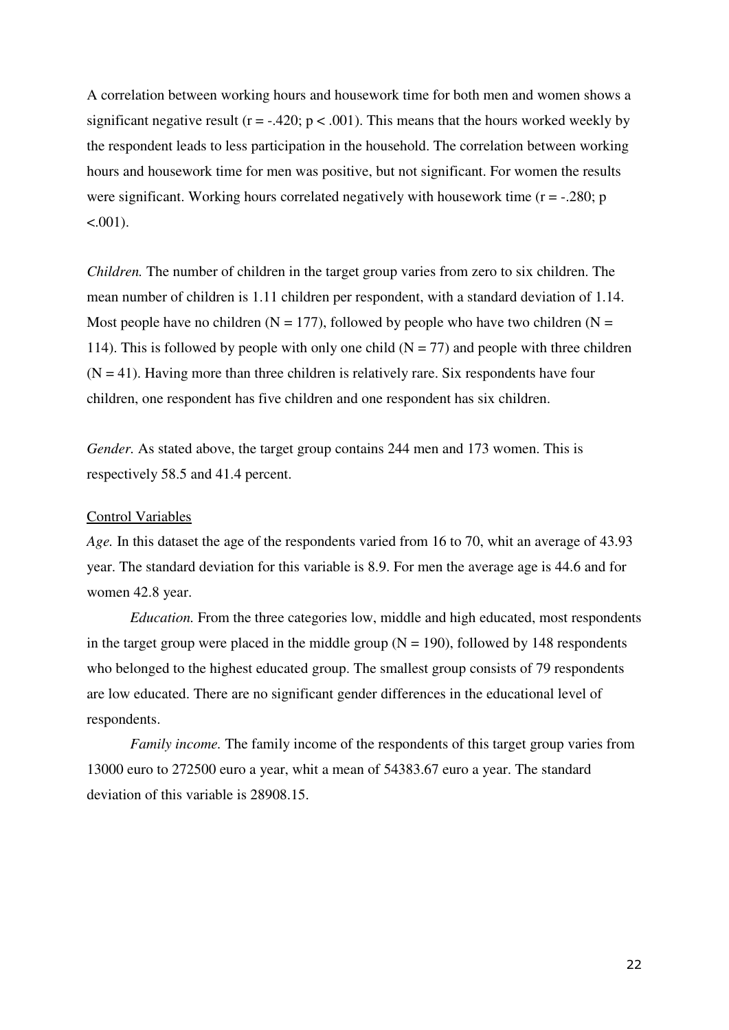A correlation between working hours and housework time for both men and women shows a significant negative result ($r = -.420$; $p < .001$). This means that the hours worked weekly by the respondent leads to less participation in the household. The correlation between working hours and housework time for men was positive, but not significant. For women the results were significant. Working hours correlated negatively with housework time ($r = -.280$; $p < .001$).

*Children.* The number of children in the target group varies from zero to six children. The mean number of children is 1.11 children per respondent, with a standard deviation of 1.14. Most people have no children (N = 177), followed by people who have two children (N = 114). This is followed by people with only one child (N = 77) and people with three children (N = 41). Having more than three children is relatively rare. Six respondents have four children, one respondent has five children and one respondent has six children.

*Gender.* As stated above, the target group contains 244 men and 173 women. This is respectively 58.5 and 41.4 percent.

<u>Control Variables</u>

*Age.* In this dataset the age of the respondents varied from 16 to 70, whit an average of 43.93 year. The standard deviation for this variable is 8.9. For men the average age is 44.6 and for women 42.8 year.

*Education.* From the three categories low, middle and high educated, most respondents in the target group were placed in the middle group (N = 190), followed by 148 respondents who belonged to the highest educated group. The smallest group consists of 79 respondents are low educated. There are no significant gender differences in the educational level of respondents.

*Family income.* The family income of the respondents of this target group varies from 13000 euro to 272500 euro a year, whit a mean of 54383.67 euro a year. The standard deviation of this variable is 28908.15.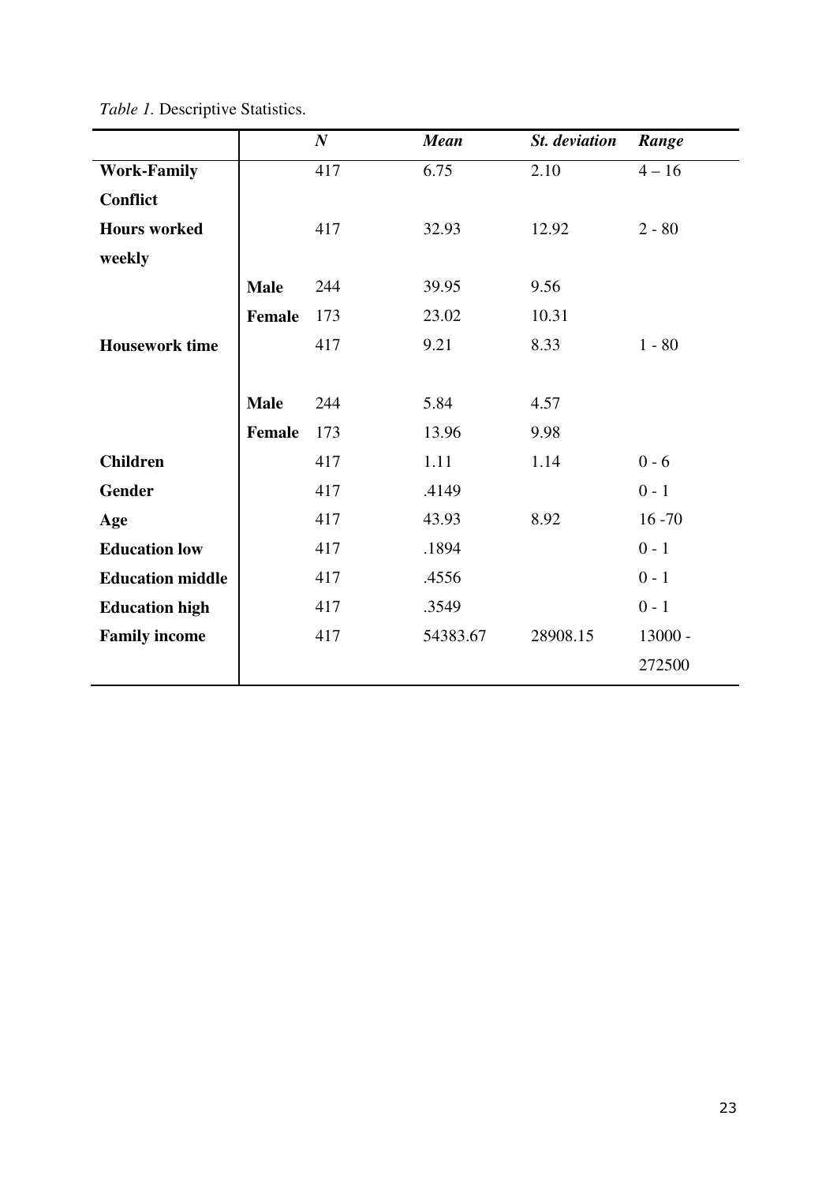*Table 1.* Descriptive Statistics.

| | | *N* | *Mean* | *St. deviation* | *Range* |
|---|---|---|---|---|---|
| **Work-Family Conflict** | | 417 | 6.75 | 2.10 | 4 – 16 |
| **Hours worked weekly** | | 417 | 32.93 | 12.92 | 2 - 80 |
| | **Male** | 244 | 39.95 | 9.56 | |
| | **Female** | 173 | 23.02 | 10.31 | |
| **Housework time** | | 417 | 9.21 | 8.33 | 1 - 80 |
| | **Male** | 244 | 5.84 | 4.57 | |
| | **Female** | 173 | 13.96 | 9.98 | |
| **Children** | | 417 | 1.11 | 1.14 | 0 - 6 |
| **Gender** | | 417 | .4149 | | 0 - 1 |
| **Age** | | 417 | 43.93 | 8.92 | 16 -70 |
| **Education low** | | 417 | .1894 | | 0 - 1 |
| **Education middle** | | 417 | .4556 | | 0 - 1 |
| **Education high** | | 417 | .3549 | | 0 - 1 |
| **Family income** | | 417 | 54383.67 | 28908.15 | 13000 - 272500 |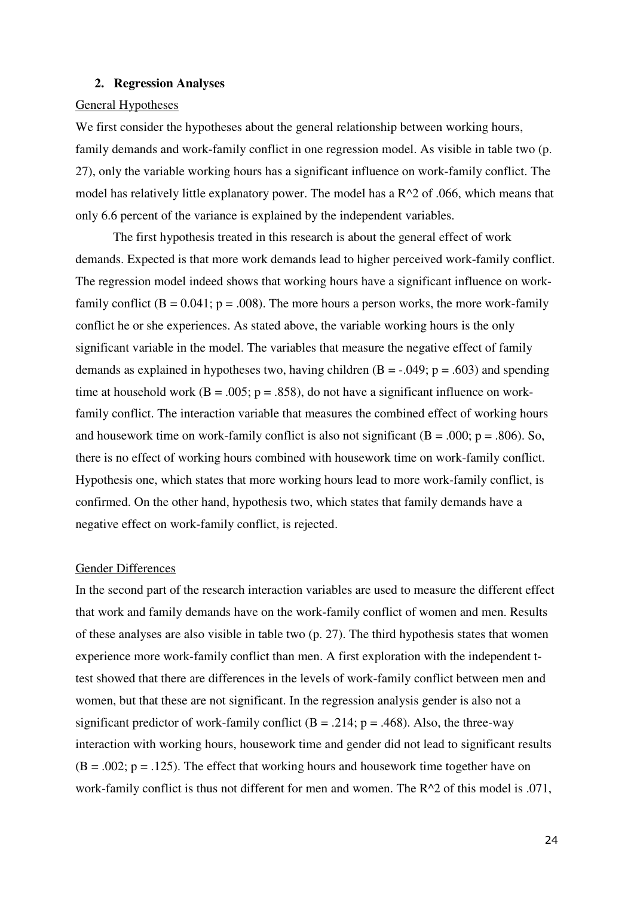## 2. Regression Analyses

General Hypotheses

We first consider the hypotheses about the general relationship between working hours, family demands and work-family conflict in one regression model. As visible in table two (p. 27), only the variable working hours has a significant influence on work-family conflict. The model has relatively little explanatory power. The model has a $R^2$ of .066, which means that only 6.6 percent of the variance is explained by the independent variables.

The first hypothesis treated in this research is about the general effect of work demands. Expected is that more work demands lead to higher perceived work-family conflict. The regression model indeed shows that working hours have a significant influence on work-family conflict ($B = 0.041$; $p = .008$). The more hours a person works, the more work-family conflict he or she experiences. As stated above, the variable working hours is the only significant variable in the model. The variables that measure the negative effect of family demands as explained in hypotheses two, having children ($B = -.049$; $p = .603$) and spending time at household work ($B = .005$; $p = .858$), do not have a significant influence on work-family conflict. The interaction variable that measures the combined effect of working hours and housework time on work-family conflict is also not significant ($B = .000$; $p = .806$). So, there is no effect of working hours combined with housework time on work-family conflict. Hypothesis one, which states that more working hours lead to more work-family conflict, is confirmed. On the other hand, hypothesis two, which states that family demands have a negative effect on work-family conflict, is rejected.

Gender Differences

In the second part of the research interaction variables are used to measure the different effect that work and family demands have on the work-family conflict of women and men. Results of these analyses are also visible in table two (p. 27). The third hypothesis states that women experience more work-family conflict than men. A first exploration with the independent t-test showed that there are differences in the levels of work-family conflict between men and women, but that these are not significant. In the regression analysis gender is also not a significant predictor of work-family conflict ($B = .214$; $p = .468$). Also, the three-way interaction with working hours, housework time and gender did not lead to significant results ($B = .002$; $p = .125$). The effect that working hours and housework time together have on work-family conflict is thus not different for men and women. The $R^2$ of this model is .071,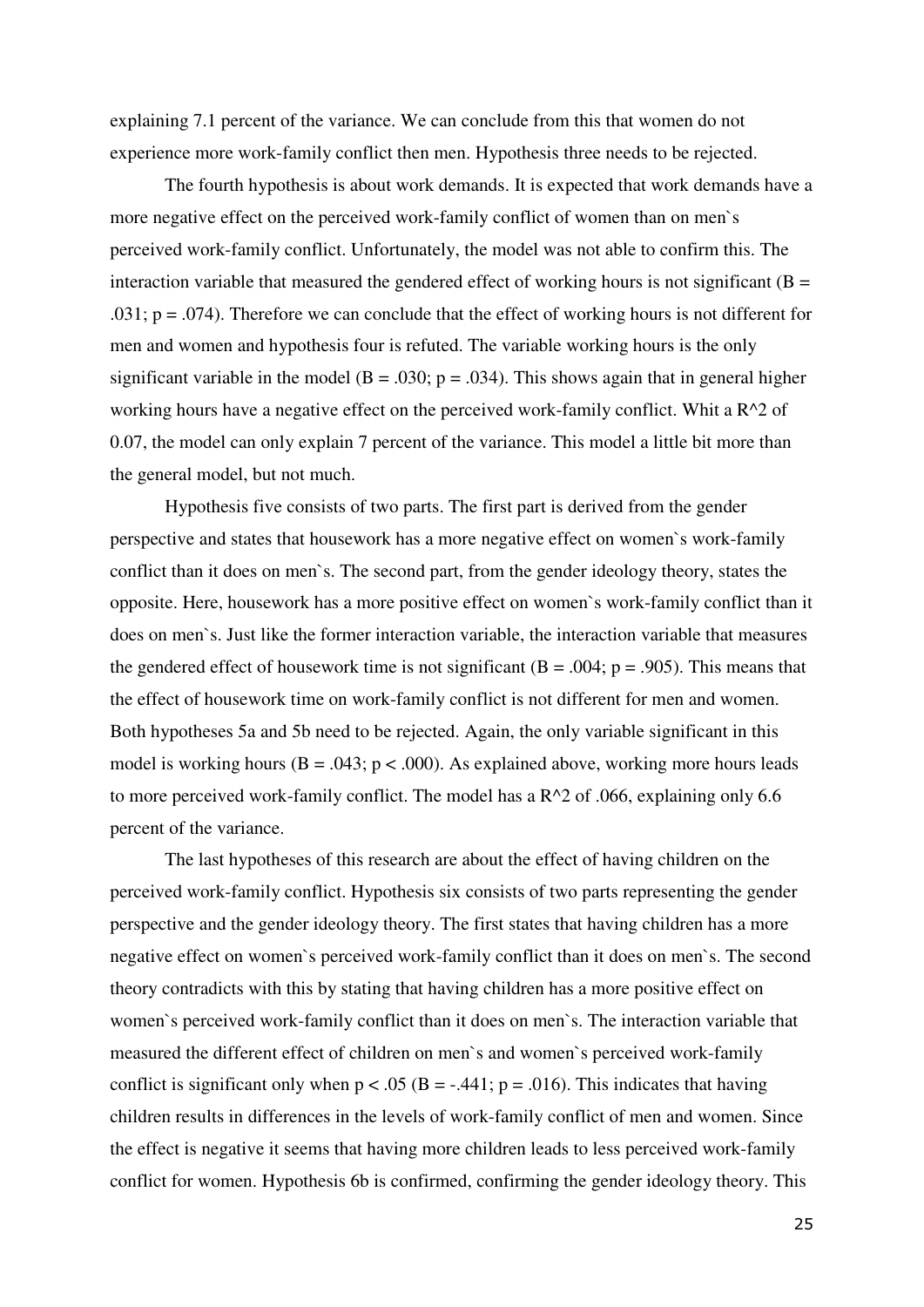explaining 7.1 percent of the variance. We can conclude from this that women do not experience more work-family conflict then men. Hypothesis three needs to be rejected.

The fourth hypothesis is about work demands. It is expected that work demands have a more negative effect on the perceived work-family conflict of women than on men`s perceived work-family conflict. Unfortunately, the model was not able to confirm this. The interaction variable that measured the gendered effect of working hours is not significant ($B = .031$; $p = .074$). Therefore we can conclude that the effect of working hours is not different for men and women and hypothesis four is refuted. The variable working hours is the only significant variable in the model ($B = .030$; $p = .034$). This shows again that in general higher working hours have a negative effect on the perceived work-family conflict. Whit a $R^2$ of 0.07, the model can only explain 7 percent of the variance. This model a little bit more than the general model, but not much.

Hypothesis five consists of two parts. The first part is derived from the gender perspective and states that housework has a more negative effect on women`s work-family conflict than it does on men`s. The second part, from the gender ideology theory, states the opposite. Here, housework has a more positive effect on women`s work-family conflict than it does on men`s. Just like the former interaction variable, the interaction variable that measures the gendered effect of housework time is not significant ($B = .004$; $p = .905$). This means that the effect of housework time on work-family conflict is not different for men and women. Both hypotheses 5a and 5b need to be rejected. Again, the only variable significant in this model is working hours ($B = .043$; $p < .000$). As explained above, working more hours leads to more perceived work-family conflict. The model has a $R^2$ of .066, explaining only 6.6 percent of the variance.

The last hypotheses of this research are about the effect of having children on the perceived work-family conflict. Hypothesis six consists of two parts representing the gender perspective and the gender ideology theory. The first states that having children has a more negative effect on women`s perceived work-family conflict than it does on men`s. The second theory contradicts with this by stating that having children has a more positive effect on women`s perceived work-family conflict than it does on men`s. The interaction variable that measured the different effect of children on men`s and women`s perceived work-family conflict is significant only when $p < .05$ ($B = -.441$; $p = .016$). This indicates that having children results in differences in the levels of work-family conflict of men and women. Since the effect is negative it seems that having more children leads to less perceived work-family conflict for women. Hypothesis 6b is confirmed, confirming the gender ideology theory. This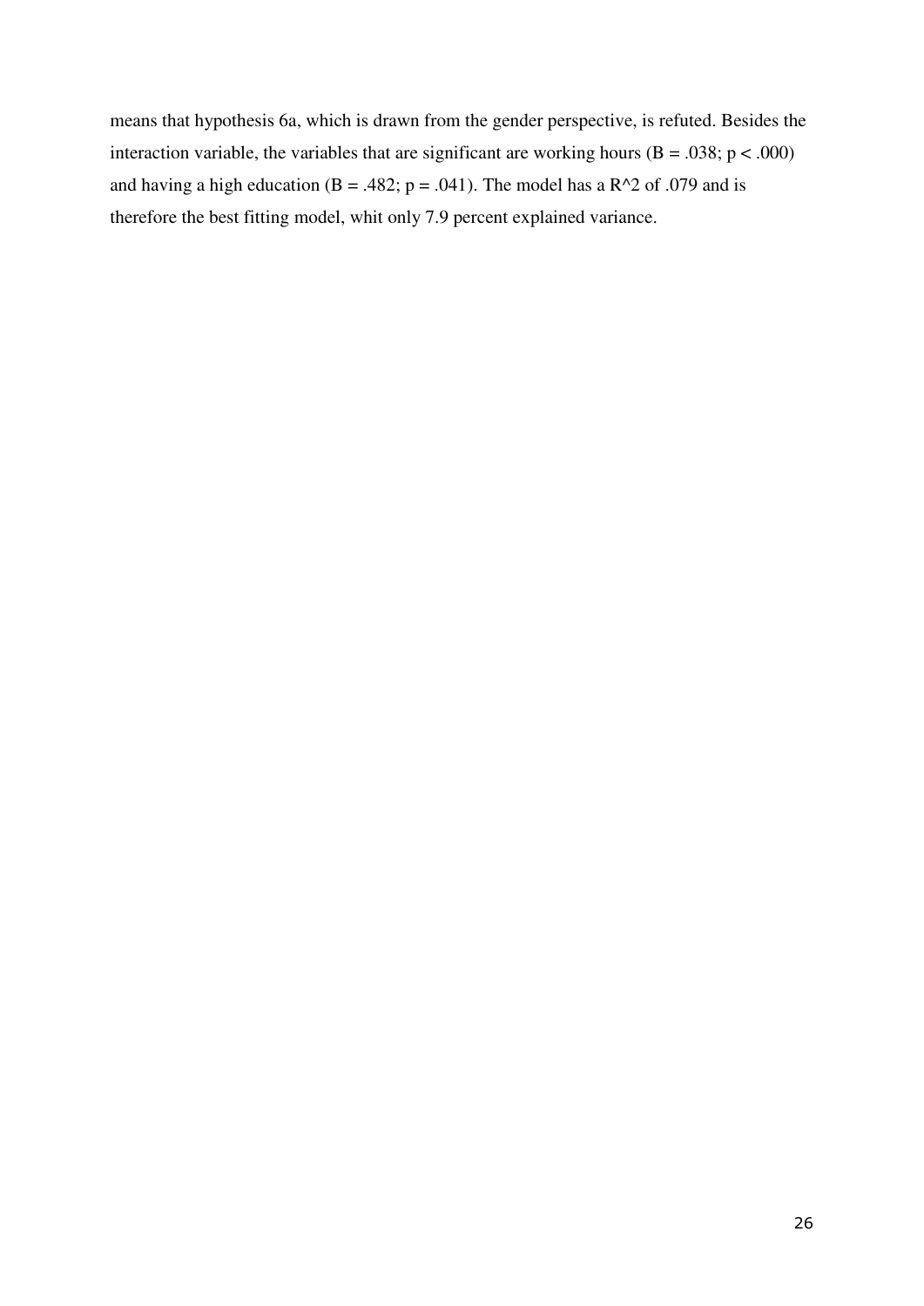means that hypothesis 6a, which is drawn from the gender perspective, is refuted. Besides the interaction variable, the variables that are significant are working hours ($B = .038$; $p < .000$) and having a high education ($B = .482$; $p = .041$). The model has a $R^2$ of .079 and is therefore the best fitting model, whit only 7.9 percent explained variance.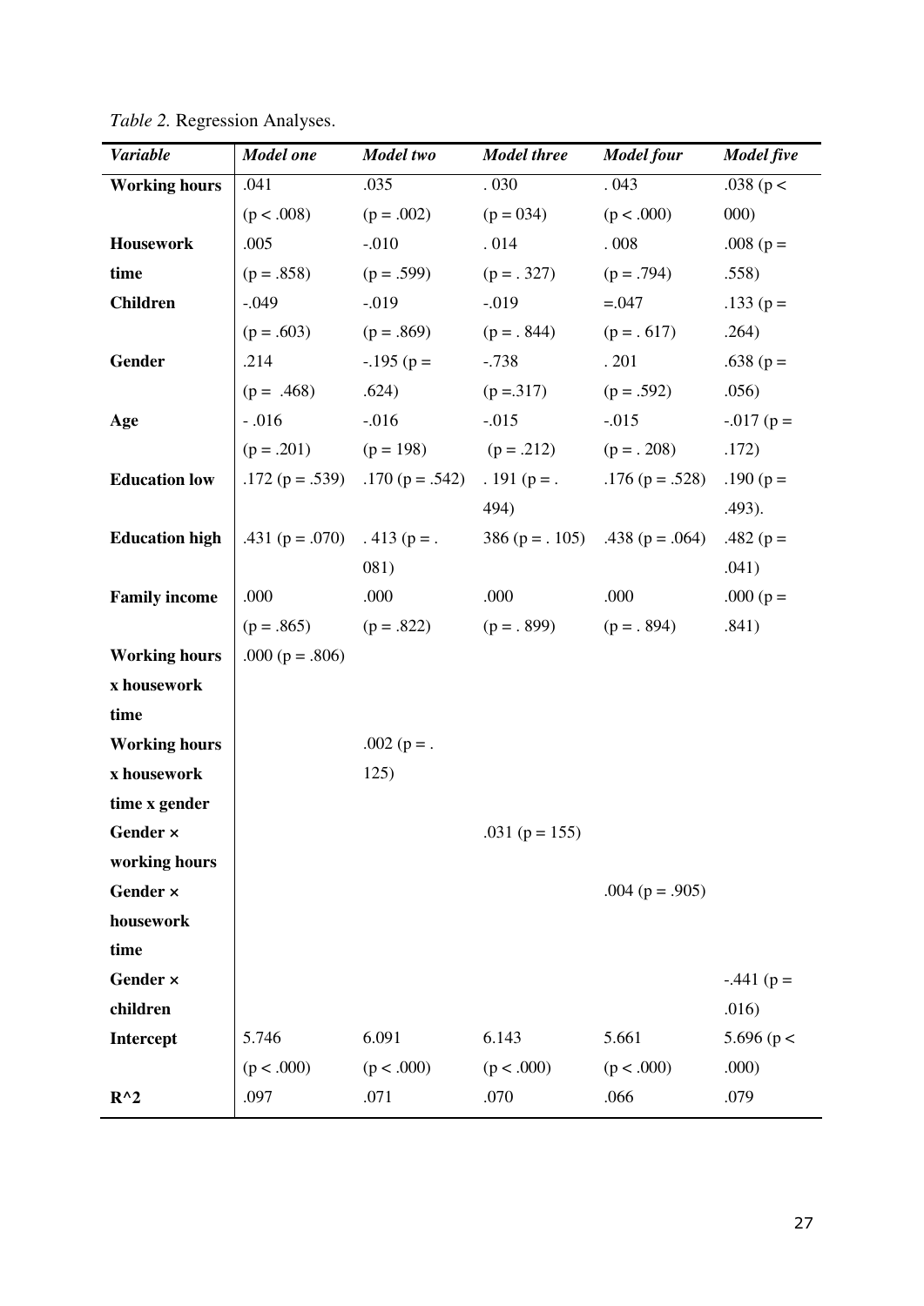*Table 2.* Regression Analyses.

| ***Variable*** | ***Model one*** | ***Model two*** | ***Model three*** | ***Model four*** | ***Model five*** |
|---|---|---|---|---|---|
| **Working hours** | .041 (p < .008) | .035 (p = .002) | . 030 (p = 034) | . 043 (p < .000) | .038 (p < 000) |
| **Housework time** | .005 (p = .858) | -.010 (p = .599) | . 014 (p = . 327) | . 008 (p = .794) | .008 (p = .558) |
| **Children** | -.049 (p = .603) | -.019 (p = .869) | -.019 (p = . 844) | =.047 (p = . 617) | .133 (p = .264) |
| **Gender** | .214 (p = .468) | -.195 (p = .624) | -.738 (p =.317) | . 201 (p = .592) | .638 (p = .056) |
| **Age** | - .016 (p = .201) | -.016 (p = 198) | -.015 (p = .212) | -.015 (p = . 208) | -.017 (p = .172) |
| **Education low** | .172 (p = .539) | .170 (p = .542) | . 191 (p = . 494) | .176 (p = .528) | .190 (p = .493). |
| **Education high** | .431 (p = .070) | . 413 (p = . 081) | 386 (p = . 105) | .438 (p = .064) | .482 (p = .041) |
| **Family income** | .000 (p = .865) | .000 (p = .822) | .000 (p = . 899) | .000 (p = . 894) | .000 (p = .841) |
| **Working hours x housework time** | .000 (p = .806) | | | | |
| **Working hours x housework time x gender** | | .002 (p = . 125) | | | |
| **Gender × working hours** | | | .031 (p = 155) | | |
| **Gender × housework time** | | | | .004 (p = .905) | |
| **Gender × children** | | | | | -.441 (p = .016) |
| **Intercept** | 5.746 (p < .000) | 6.091 (p < .000) | 6.143 (p < .000) | 5.661 (p < .000) | 5.696 (p < .000) |
| **R^2** | .097 | .071 | .070 | .066 | .079 |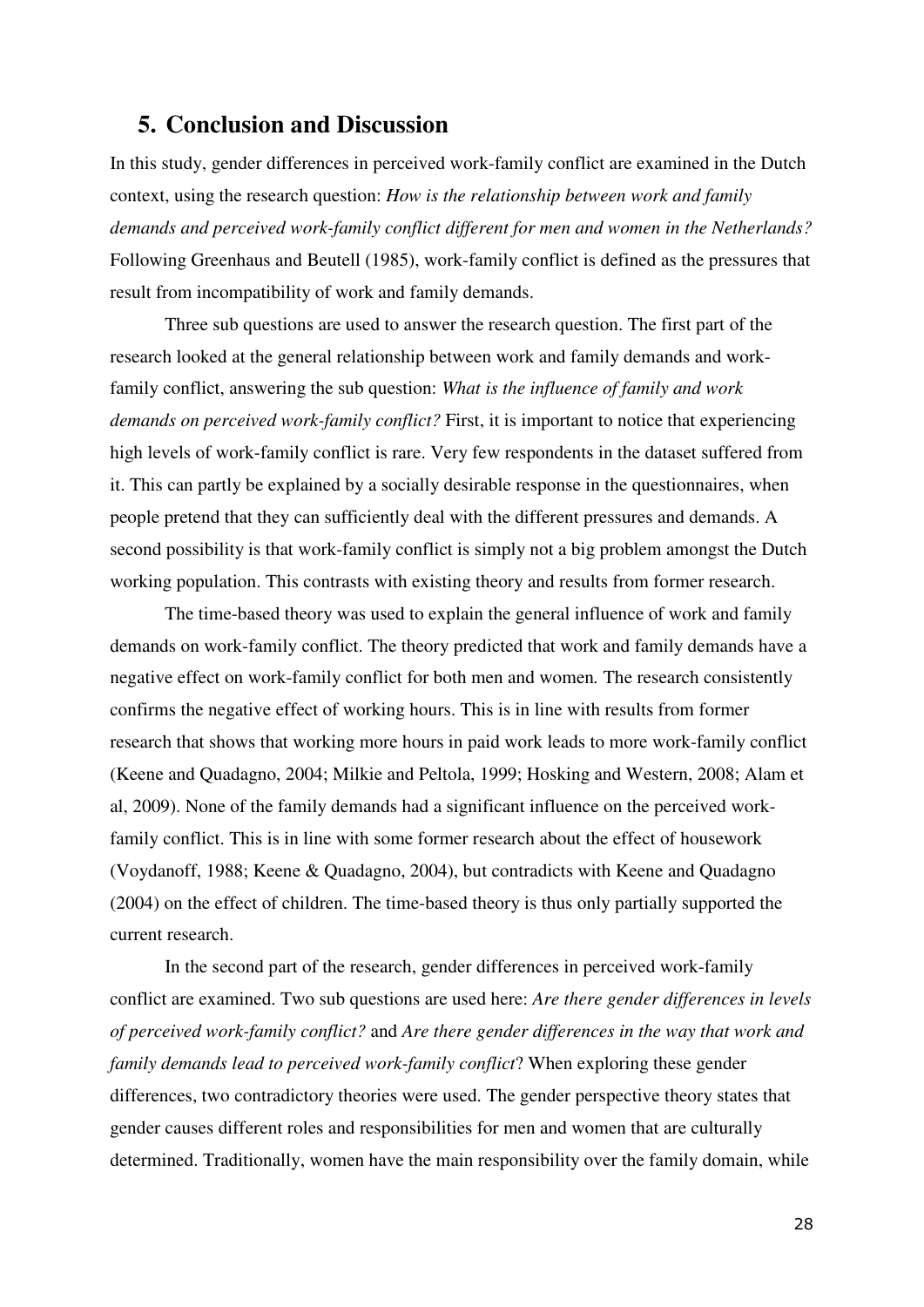## 5. Conclusion and Discussion

In this study, gender differences in perceived work-family conflict are examined in the Dutch context, using the research question: *How is the relationship between work and family demands and perceived work-family conflict different for men and women in the Netherlands?* Following Greenhaus and Beutell (1985), work-family conflict is defined as the pressures that result from incompatibility of work and family demands.

Three sub questions are used to answer the research question. The first part of the research looked at the general relationship between work and family demands and work-family conflict, answering the sub question: *What is the influence of family and work demands on perceived work-family conflict?* First, it is important to notice that experiencing high levels of work-family conflict is rare. Very few respondents in the dataset suffered from it. This can partly be explained by a socially desirable response in the questionnaires, when people pretend that they can sufficiently deal with the different pressures and demands. A second possibility is that work-family conflict is simply not a big problem amongst the Dutch working population. This contrasts with existing theory and results from former research.

The time-based theory was used to explain the general influence of work and family demands on work-family conflict. The theory predicted that work and family demands have a negative effect on work-family conflict for both men and women. The research consistently confirms the negative effect of working hours. This is in line with results from former research that shows that working more hours in paid work leads to more work-family conflict (Keene and Quadagno, 2004; Milkie and Peltola, 1999; Hosking and Western, 2008; Alam et al, 2009). None of the family demands had a significant influence on the perceived work-family conflict. This is in line with some former research about the effect of housework (Voydanoff, 1988; Keene & Quadagno, 2004), but contradicts with Keene and Quadagno (2004) on the effect of children. The time-based theory is thus only partially supported the current research.

In the second part of the research, gender differences in perceived work-family conflict are examined. Two sub questions are used here: *Are there gender differences in levels of perceived work-family conflict?* and *Are there gender differences in the way that work and family demands lead to perceived work-family conflict*? When exploring these gender differences, two contradictory theories were used. The gender perspective theory states that gender causes different roles and responsibilities for men and women that are culturally determined. Traditionally, women have the main responsibility over the family domain, while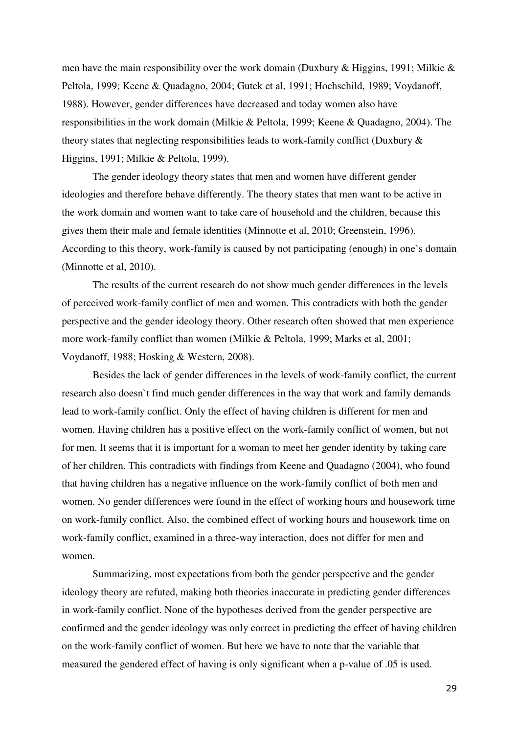men have the main responsibility over the work domain (Duxbury & Higgins, 1991; Milkie & Peltola, 1999; Keene & Quadagno, 2004; Gutek et al, 1991; Hochschild, 1989; Voydanoff, 1988). However, gender differences have decreased and today women also have responsibilities in the work domain (Milkie & Peltola, 1999; Keene & Quadagno, 2004). The theory states that neglecting responsibilities leads to work-family conflict (Duxbury & Higgins, 1991; Milkie & Peltola, 1999).

The gender ideology theory states that men and women have different gender ideologies and therefore behave differently. The theory states that men want to be active in the work domain and women want to take care of household and the children, because this gives them their male and female identities (Minnotte et al, 2010; Greenstein, 1996). According to this theory, work-family is caused by not participating (enough) in one`s domain (Minnotte et al, 2010).

The results of the current research do not show much gender differences in the levels of perceived work-family conflict of men and women. This contradicts with both the gender perspective and the gender ideology theory. Other research often showed that men experience more work-family conflict than women (Milkie & Peltola, 1999; Marks et al, 2001; Voydanoff, 1988; Hosking & Western, 2008).

Besides the lack of gender differences in the levels of work-family conflict, the current research also doesn`t find much gender differences in the way that work and family demands lead to work-family conflict. Only the effect of having children is different for men and women. Having children has a positive effect on the work-family conflict of women, but not for men. It seems that it is important for a woman to meet her gender identity by taking care of her children. This contradicts with findings from Keene and Quadagno (2004), who found that having children has a negative influence on the work-family conflict of both men and women. No gender differences were found in the effect of working hours and housework time on work-family conflict. Also, the combined effect of working hours and housework time on work-family conflict, examined in a three-way interaction, does not differ for men and women.

Summarizing, most expectations from both the gender perspective and the gender ideology theory are refuted, making both theories inaccurate in predicting gender differences in work-family conflict. None of the hypotheses derived from the gender perspective are confirmed and the gender ideology was only correct in predicting the effect of having children on the work-family conflict of women. But here we have to note that the variable that measured the gendered effect of having is only significant when a p-value of .05 is used.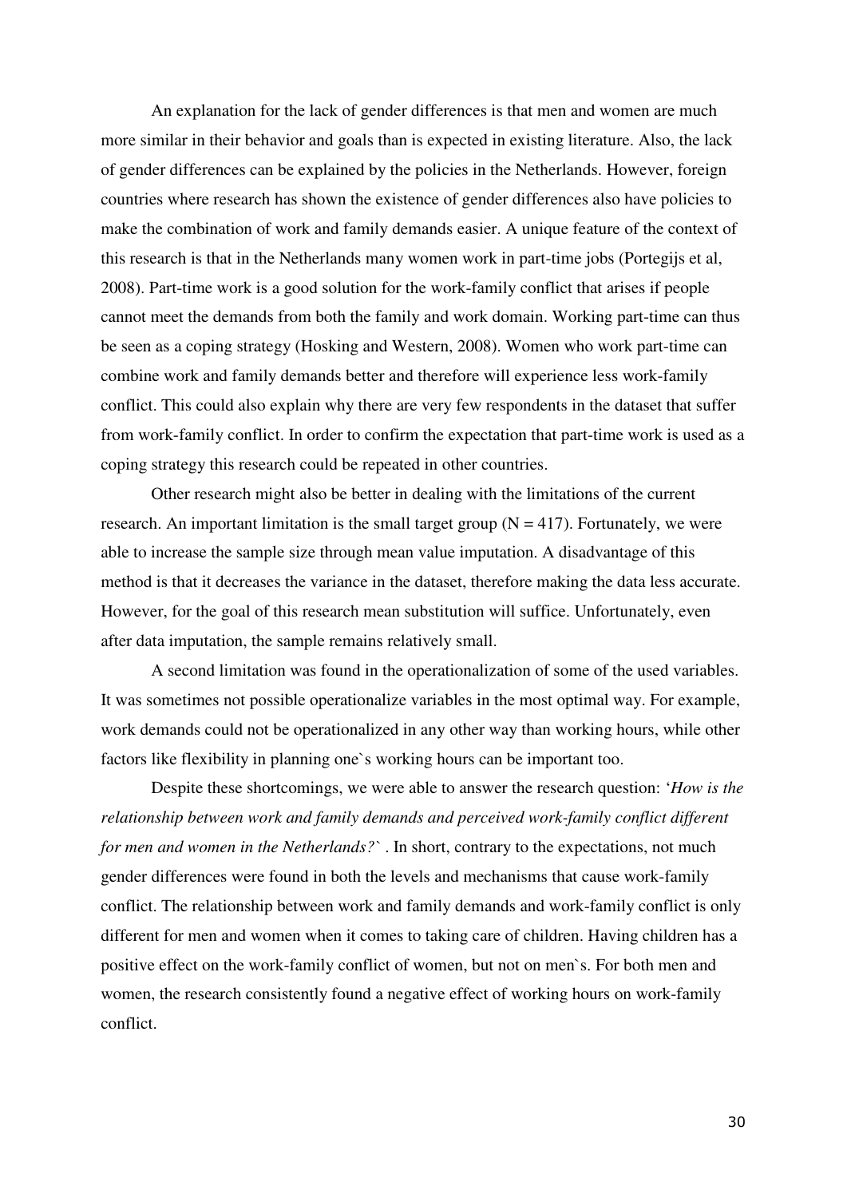An explanation for the lack of gender differences is that men and women are much more similar in their behavior and goals than is expected in existing literature. Also, the lack of gender differences can be explained by the policies in the Netherlands. However, foreign countries where research has shown the existence of gender differences also have policies to make the combination of work and family demands easier. A unique feature of the context of this research is that in the Netherlands many women work in part-time jobs (Portegijs et al, 2008). Part-time work is a good solution for the work-family conflict that arises if people cannot meet the demands from both the family and work domain. Working part-time can thus be seen as a coping strategy (Hosking and Western, 2008). Women who work part-time can combine work and family demands better and therefore will experience less work-family conflict. This could also explain why there are very few respondents in the dataset that suffer from work-family conflict. In order to confirm the expectation that part-time work is used as a coping strategy this research could be repeated in other countries.

Other research might also be better in dealing with the limitations of the current research. An important limitation is the small target group ($N = 417$). Fortunately, we were able to increase the sample size through mean value imputation. A disadvantage of this method is that it decreases the variance in the dataset, therefore making the data less accurate. However, for the goal of this research mean substitution will suffice. Unfortunately, even after data imputation, the sample remains relatively small.

A second limitation was found in the operationalization of some of the used variables. It was sometimes not possible operationalize variables in the most optimal way. For example, work demands could not be operationalized in any other way than working hours, while other factors like flexibility in planning one`s working hours can be important too.

Despite these shortcomings, we were able to answer the research question: '*How is the relationship between work and family demands and perceived work-family conflict different for men and women in the Netherlands?*` . In short, contrary to the expectations, not much gender differences were found in both the levels and mechanisms that cause work-family conflict. The relationship between work and family demands and work-family conflict is only different for men and women when it comes to taking care of children. Having children has a positive effect on the work-family conflict of women, but not on men`s. For both men and women, the research consistently found a negative effect of working hours on work-family conflict.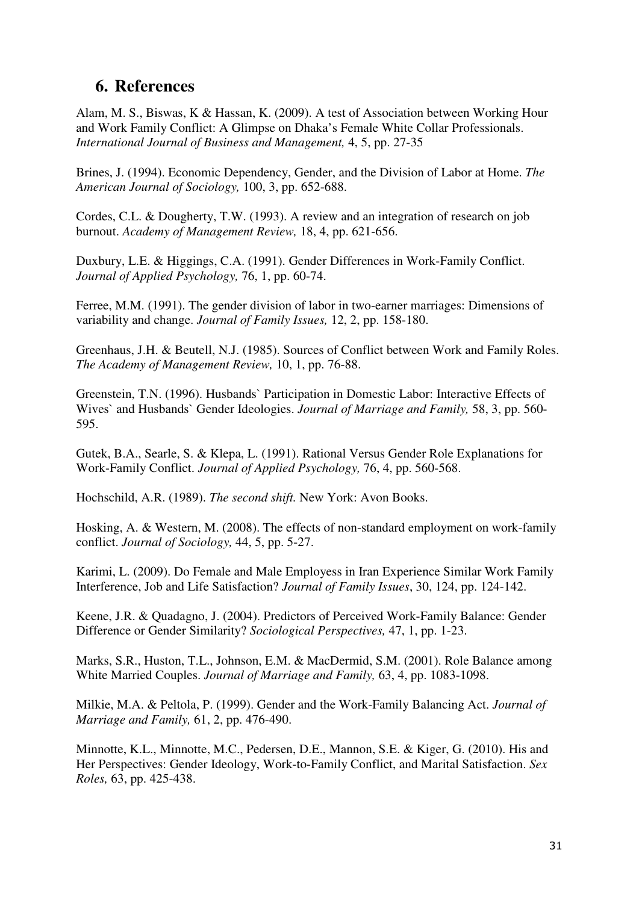## 6. References

Alam, M. S., Biswas, K & Hassan, K. (2009). A test of Association between Working Hour and Work Family Conflict: A Glimpse on Dhaka's Female White Collar Professionals. *International Journal of Business and Management,* 4, 5, pp. 27-35

Brines, J. (1994). Economic Dependency, Gender, and the Division of Labor at Home. *The American Journal of Sociology,* 100, 3, pp. 652-688.

Cordes, C.L. & Dougherty, T.W. (1993). A review and an integration of research on job burnout. *Academy of Management Review,* 18, 4, pp. 621-656.

Duxbury, L.E. & Higgings, C.A. (1991). Gender Differences in Work-Family Conflict. *Journal of Applied Psychology,* 76, 1, pp. 60-74.

Ferree, M.M. (1991). The gender division of labor in two-earner marriages: Dimensions of variability and change. *Journal of Family Issues,* 12, 2, pp. 158-180.

Greenhaus, J.H. & Beutell, N.J. (1985). Sources of Conflict between Work and Family Roles. *The Academy of Management Review,* 10, 1, pp. 76-88.

Greenstein, T.N. (1996). Husbands` Participation in Domestic Labor: Interactive Effects of Wives` and Husbands` Gender Ideologies. *Journal of Marriage and Family,* 58, 3, pp. 560-595.

Gutek, B.A., Searle, S. & Klepa, L. (1991). Rational Versus Gender Role Explanations for Work-Family Conflict. *Journal of Applied Psychology,* 76, 4, pp. 560-568.

Hochschild, A.R. (1989). *The second shift.* New York: Avon Books.

Hosking, A. & Western, M. (2008). The effects of non-standard employment on work-family conflict. *Journal of Sociology,* 44, 5, pp. 5-27.

Karimi, L. (2009). Do Female and Male Employess in Iran Experience Similar Work Family Interference, Job and Life Satisfaction? *Journal of Family Issues*, 30, 124, pp. 124-142.

Keene, J.R. & Quadagno, J. (2004). Predictors of Perceived Work-Family Balance: Gender Difference or Gender Similarity? *Sociological Perspectives,* 47, 1, pp. 1-23.

Marks, S.R., Huston, T.L., Johnson, E.M. & MacDermid, S.M. (2001). Role Balance among White Married Couples. *Journal of Marriage and Family,* 63, 4, pp. 1083-1098.

Milkie, M.A. & Peltola, P. (1999). Gender and the Work-Family Balancing Act. *Journal of Marriage and Family,* 61, 2, pp. 476-490.

Minnotte, K.L., Minnotte, M.C., Pedersen, D.E., Mannon, S.E. & Kiger, G. (2010). His and Her Perspectives: Gender Ideology, Work-to-Family Conflict, and Marital Satisfaction. *Sex Roles,* 63, pp. 425-438.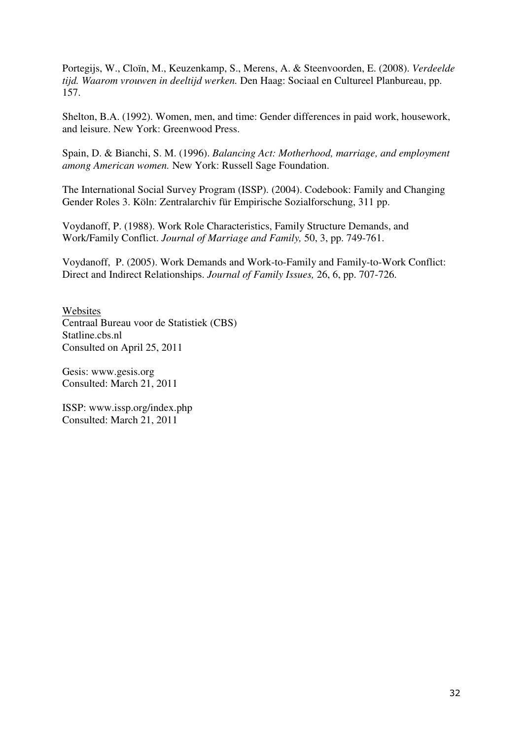Portegijs, W., Cloïn, M., Keuzenkamp, S., Merens, A. & Steenvoorden, E. (2008). *Verdeelde tijd. Waarom vrouwen in deeltijd werken.* Den Haag: Sociaal en Cultureel Planbureau, pp. 157.

Shelton, B.A. (1992). Women, men, and time: Gender differences in paid work, housework, and leisure. New York: Greenwood Press.

Spain, D. & Bianchi, S. M. (1996). *Balancing Act: Motherhood, marriage, and employment among American women.* New York: Russell Sage Foundation.

The International Social Survey Program (ISSP). (2004). Codebook: Family and Changing Gender Roles 3. Köln: Zentralarchiv für Empirische Sozialforschung, 311 pp.

Voydanoff, P. (1988). Work Role Characteristics, Family Structure Demands, and Work/Family Conflict. *Journal of Marriage and Family,* 50, 3, pp. 749-761.

Voydanoff, P. (2005). Work Demands and Work-to-Family and Family-to-Work Conflict: Direct and Indirect Relationships. *Journal of Family Issues,* 26, 6, pp. 707-726.

Websites
Centraal Bureau voor de Statistiek (CBS)
Statline.cbs.nl
Consulted on April 25, 2011

Gesis: www.gesis.org
Consulted: March 21, 2011

ISSP: www.issp.org/index.php
Consulted: March 21, 2011